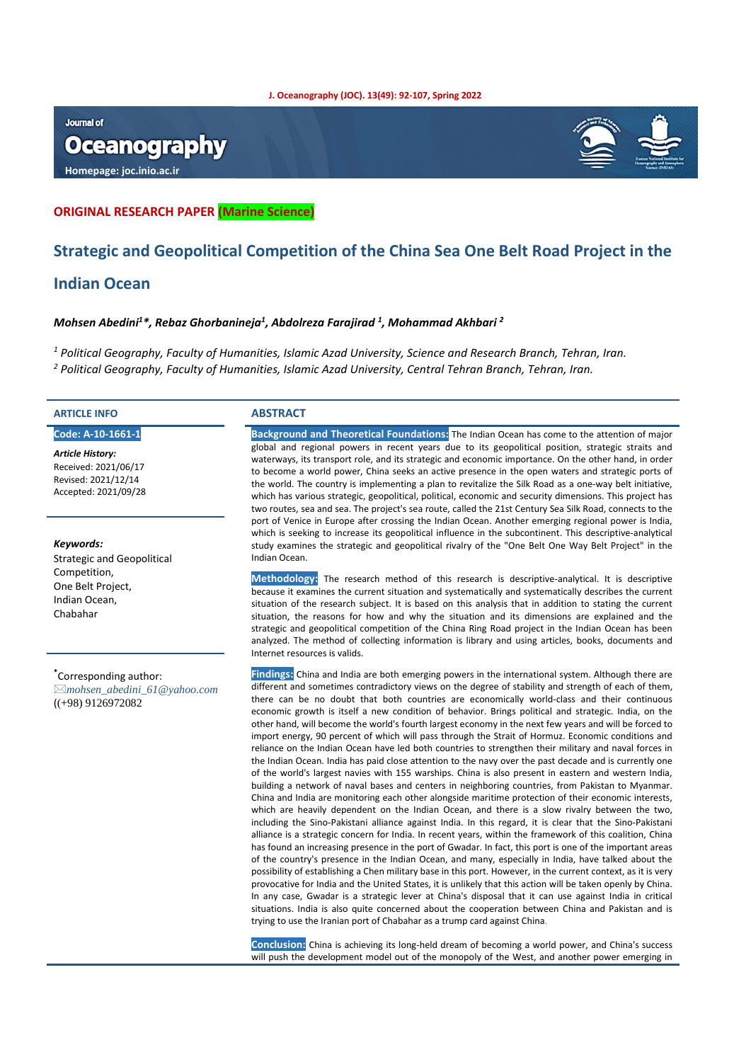ORIGINAL RESEARCH PAPER (Marine Science)

# Strategic and Geopolitical Competition of the China Sea One Belt Road Project in the Indian Ocean

***Mohsen Abedini[1]\*, Rebaz Ghorbanineja[1], Abdolreza Farajirad [1], Mohammad Akhbari [2]***

[1] *Political Geography, Faculty of Humanities, Islamic Azad University, Science and Research Branch, Tehran, Iran.*
[2] *Political Geography, Faculty of Humanities, Islamic Azad University, Central Tehran Branch, Tehran, Iran.*

## ARTICLE INFO

**Code: A-10-1661-1**

***Article History:***
Received: 2021/06/17
Revised: 2021/12/14
Accepted: 2021/09/28

***Keywords:***
Strategic and Geopolitical Competition,
One Belt Project,
Indian Ocean,
Chabahar

\*Corresponding author:
*mohsen_abedini_61@yahoo.com*
((+98) 9126972082

## ABSTRACT

**Background and Theoretical Foundations:** The Indian Ocean has come to the attention of major global and regional powers in recent years due to its geopolitical position, strategic straits and waterways, its transport role, and its strategic and economic importance. On the other hand, in order to become a world power, China seeks an active presence in the open waters and strategic ports of the world. The country is implementing a plan to revitalize the Silk Road as a one-way belt initiative, which has various strategic, geopolitical, political, economic and security dimensions. This project has two routes, sea and sea. The project's sea route, called the 21st Century Sea Silk Road, connects to the port of Venice in Europe after crossing the Indian Ocean. Another emerging regional power is India, which is seeking to increase its geopolitical influence in the subcontinent. This descriptive-analytical study examines the strategic and geopolitical rivalry of the "One Belt One Way Belt Project" in the Indian Ocean.

**Methodology:** The research method of this research is descriptive-analytical. It is descriptive because it examines the current situation and systematically and systematically describes the current situation of the research subject. It is based on this analysis that in addition to stating the current situation, the reasons for how and why the situation and its dimensions are explained and the strategic and geopolitical competition of the China Ring Road project in the Indian Ocean has been analyzed. The method of collecting information is library and using articles, books, documents and Internet resources is valids.

**Findings:** China and India are both emerging powers in the international system. Although there are different and sometimes contradictory views on the degree of stability and strength of each of them, there can be no doubt that both countries are economically world-class and their continuous economic growth is itself a new condition of behavior. Brings political and strategic. India, on the other hand, will become the world's fourth largest economy in the next few years and will be forced to import energy, 90 percent of which will pass through the Strait of Hormuz. Economic conditions and reliance on the Indian Ocean have led both countries to strengthen their military and naval forces in the Indian Ocean. India has paid close attention to the navy over the past decade and is currently one of the world's largest navies with 155 warships. China is also present in eastern and western India, building a network of naval bases and centers in neighboring countries, from Pakistan to Myanmar. China and India are monitoring each other alongside maritime protection of their economic interests, which are heavily dependent on the Indian Ocean, and there is a slow rivalry between the two, including the Sino-Pakistani alliance against India. In this regard, it is clear that the Sino-Pakistani alliance is a strategic concern for India. In recent years, within the framework of this coalition, China has found an increasing presence in the port of Gwadar. In fact, this port is one of the important areas of the country's presence in the Indian Ocean, and many, especially in India, have talked about the possibility of establishing a Chen military base in this port. However, in the current context, as it is very provocative for India and the United States, it is unlikely that this action will be taken openly by China. In any case, Gwadar is a strategic lever at China's disposal that it can use against India in critical situations. India is also quite concerned about the cooperation between China and Pakistan and is trying to use the Iranian port of Chabahar as a trump card against China.

**Conclusion:** China is achieving its long-held dream of becoming a world power, and China's success will push the development model out of the monopoly of the West, and another power emerging in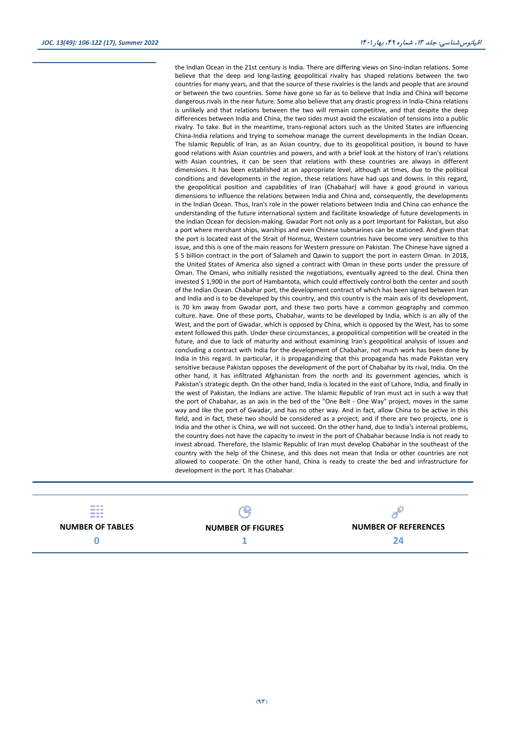the Indian Ocean in the 21st century is India. There are differing views on Sino-Indian relations. Some believe that the deep and long-lasting geopolitical rivalry has shaped relations between the two countries for many years, and that the source of these rivalries is the lands and people that are around or between the two countries. Some have gone so far as to believe that India and China will become dangerous rivals in the near future. Some also believe that any drastic progress in India-China relations is unlikely and that relations between the two will remain competitive, and that despite the deep differences between India and China, the two sides must avoid the escalation of tensions into a public rivalry. To take. But in the meantime, trans-regional actors such as the United States are influencing China-India relations and trying to somehow manage the current developments in the Indian Ocean. The Islamic Republic of Iran, as an Asian country, due to its geopolitical position, is bound to have good relations with Asian countries and powers, and with a brief look at the history of Iran's relations with Asian countries, it can be seen that relations with these countries are always in different dimensions. It has been established at an appropriate level, although at times, due to the political conditions and developments in the region, these relations have had ups and downs. In this regard, the geopolitical position and capabilities of Iran (Chabahar) will have a good ground in various dimensions to influence the relations between India and China and, consequently, the developments in the Indian Ocean. Thus, Iran's role in the power relations between India and China can enhance the understanding of the future international system and facilitate knowledge of future developments in the Indian Ocean for decision-making. Gwadar Port not only as a port Important for Pakistan, but also a port where merchant ships, warships and even Chinese submarines can be stationed. And given that the port is located east of the Strait of Hormuz, Western countries have become very sensitive to this issue, and this is one of the main reasons for Western pressure on Pakistan. The Chinese have signed a $ 5 billion contract in the port of Salameh and Qawin to support the port in eastern Oman. In 2018, the United States of America also signed a contract with Oman in these ports under the pressure of Oman. The Omani, who initially resisted the negotiations, eventually agreed to the deal. China then invested $ 1,900 in the port of Hambantota, which could effectively control both the center and south of the Indian Ocean. Chabahar port, the development contract of which has been signed between Iran and India and is to be developed by this country, and this country is the main axis of its development, is 70 km away from Gwadar port, and these two ports have a common geography and common culture. have. One of these ports, Chabahar, wants to be developed by India, which is an ally of the West, and the port of Gwadar, which is opposed by China, which is opposed by the West, has to some extent followed this path. Under these circumstances, a geopolitical competition will be created in the future, and due to lack of maturity and without examining Iran's geopolitical analysis of issues and concluding a contract with India for the development of Chabahar, not much work has been done by India in this regard. In particular, it is propagandizing that this propaganda has made Pakistan very sensitive because Pakistan opposes the development of the port of Chabahar by its rival, India. On the other hand, it has infiltrated Afghanistan from the north and its government agencies, which is Pakistan's strategic depth. On the other hand, India is located in the east of Lahore, India, and finally in the west of Pakistan, the Indians are active. The Islamic Republic of Iran must act in such a way that the port of Chabahar, as an axis in the bed of the "One Belt - One Way" project, moves in the same way and like the port of Gwadar, and has no other way. And in fact, allow China to be active in this field, and in fact, these two should be considered as a project, and if there are two projects, one is India and the other is China, we will not succeed. On the other hand, due to India's internal problems, the country does not have the capacity to invest in the port of Chabahar because India is not ready to invest abroad. Therefore, the Islamic Republic of Iran must develop Chabahar in the southeast of the country with the help of the Chinese, and this does not mean that India or other countries are not allowed to cooperate. On the other hand, China is ready to create the bed and infrastructure for development in the port. It has Chabahar.

| NUMBER OF TABLES | NUMBER OF FIGURES | NUMBER OF REFERENCES |
| --- | --- | --- |
| 0 | 1 | 24 |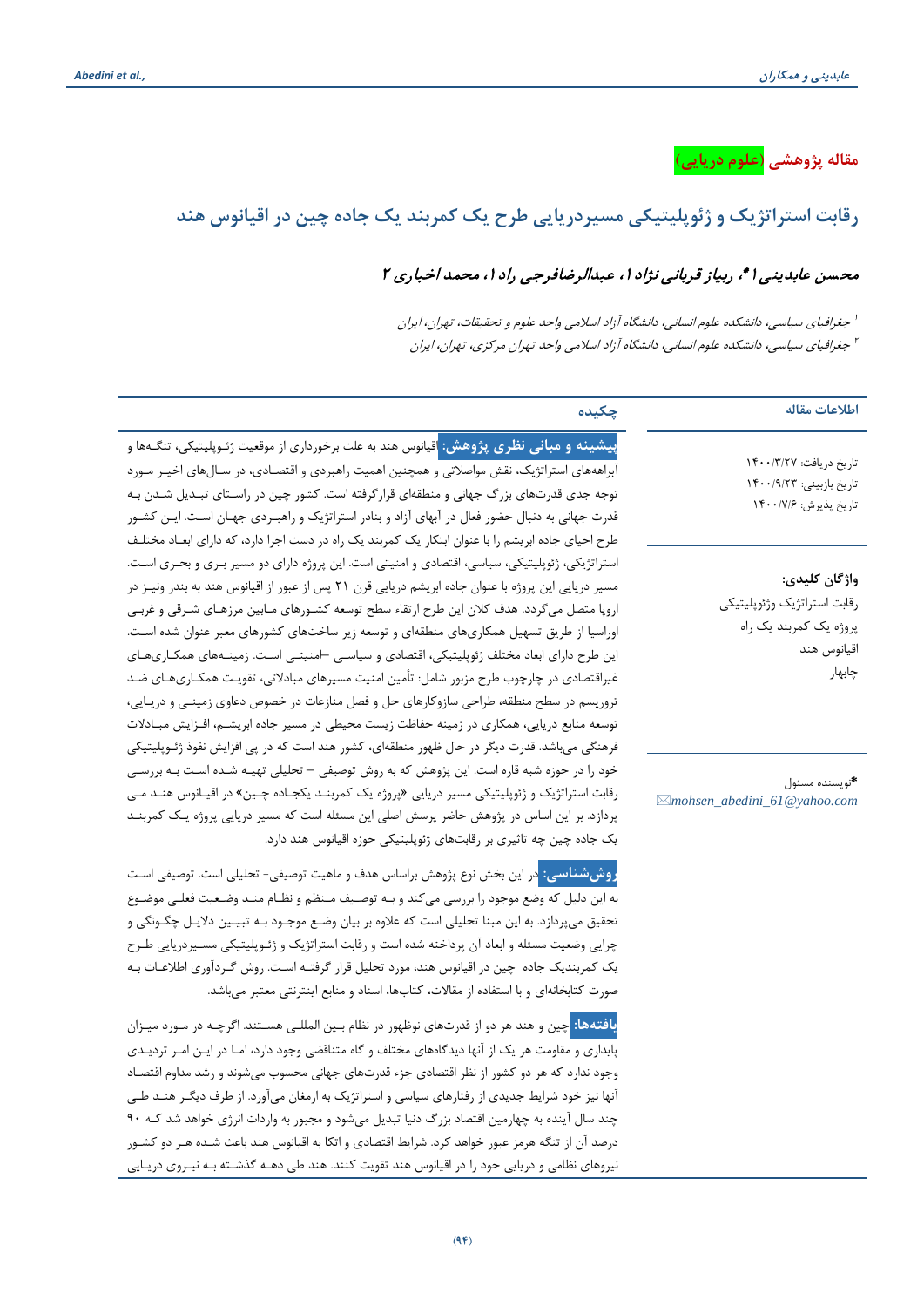**مقاله پژوهشی (علوم دریایی)**

# رقابت استراتژیک و ژئوپلیتیکی مسیردریایی طرح یک کمربند یک جاده چین در اقیانوس هند

***محسن عابدینی [1*]، ریباز قربانی نژاد [1]، عبدالرضافرجی راد [1]، محمد اخباری [2]***

*[1] جغرافیای سیاسی، دانشکده علوم انسانی، دانشگاه آزاد اسلامی واحد علوم و تحقیقات، تهران، ایران*

*[2] جغرافیای سیاسی، دانشکده علوم انسانی، دانشگاه آزاد اسلامی واحد تهران مرکزی، تهران، ایران*

## اطلاعات مقاله

تاریخ دریافت: ۱۴۰۰/۳/۲۷

تاریخ بازبینی: ۱۴۰۰/۹/۲۳

تاریخ پذیرش: ۱۴۰۰/۷/۶

**واژگان کلیدی:**

رقابت استراتژیک وژئوپلیتیکی

پروژه یک کمربند یک راه

اقیانوس هند

چابهار

*نویسنده مسئول

*mohsen_abedini_61@yahoo.com*

## چکیده

**پیشینه و مبانی نظری پژوهش:** اقیانوس هند به علت برخورداری از موقعیت ژئوپلیتیکی، تنگه‌ها و آبراهه‌های استراتژیک، نقش مواصلاتی و همچنین اهمیت راهبردی و اقتصادی، در سال‌های اخیر مورد توجه جدی قدرت‌های بزرگ جهانی و منطقه‌ای قرارگرفته است. کشور چین در راستای تبدیل شدن به قدرت جهانی به دنبال حضور فعال در آبهای آزاد و بنادر استراتژیک و راهبردی جهان است. این کشور طرح احیای جاده ابریشم را با عنوان ابتکار یک کمربند یک راه در دست اجرا دارد، که دارای ابعاد مختلف استراتژیکی، ژئوپلیتیکی، سیاسی، اقتصادی و امنیتی است. این پروژه دارای دو مسیر بری و بحری است. مسیر دریایی این پروژه با عنوان جاده ابریشم دریایی قرن ۲۱ پس از عبور از اقیانوس هند به بندر ونیز در اروپا متصل می‌گردد. هدف کلان این طرح ارتقاء سطح توسعه کشورهای مابین مرزهای شرقی و غربی اوراسیا از طریق تسهیل همکاری‌های منطقه‌ای و توسعه زیر ساخت‌های کشورهای معبر عنوان شده است. این طرح دارای ابعاد مختلف ژئوپلیتیکی، اقتصادی و سیاسی –امنیتی است. زمینه‌های همکاری‌های غیراقتصادی در چارچوب طرح مزبور شامل: تأمین امنیت مسیرهای مبادلاتی، تقویت همکاری‌های ضد تروریسم در سطح منطقه، طراحی سازوکارهای حل و فصل منازعات در خصوص دعاوی زمینی و دریایی، توسعه منابع دریایی، همکاری در زمینه حفاظت زیست محیطی در مسیر جاده ابریشم، افزایش مبادلات فرهنگی می‌باشد. قدرت دیگر در حال ظهور منطقه‌ای، کشور هند است که در پی افزایش نفوذ ژئوپلیتیکی خود را در حوزه شبه قاره است. این پژوهش که به روش توصیفی – تحلیلی تهیه شده است به بررسی رقابت استراتژیک و ژئوپلیتیکی مسیر دریایی «پروژه یک کمربند یکجاده چین» در اقیانوس هند می پردازد. بر این اساس در پژوهش حاضر پرسش اصلی این مسئله است که مسیر دریایی پروژه یک کمربند یک جاده چین چه تاثیری بر رقابت‌های ژئوپلیتیکی حوزه اقیانوس هند دارد.

**روش‌شناسی:** در این بخش نوع پژوهش براساس هدف و ماهیت توصیفی- تحلیلی است. توصیفی است به این دلیل که وضع موجود را بررسی می‌کند و به توصیف منظم و نظام مند وضعیت فعلی موضوع تحقیق می‌پردازد. به این مبنا تحلیلی است که علاوه بر بیان وضع موجود به تبیین دلایل چگونگی و چرایی وضعیت مسئله و ابعاد آن پرداخته شده است و رقابت استراتژیک و ژئوپلیتیکی مسیردریایی طرح یک کمربندیک جاده چین در اقیانوس هند، مورد تحلیل قرار گرفته است. روش گردآوری اطلاعات به صورت کتابخانه‌ای و با استفاده از مقالات، کتاب‌ها، اسناد و منابع اینترنتی معتبر می‌باشد.

**یافته‌ها:** چین و هند هر دو از قدرت‌های نوظهور در نظام بین المللی هستند. اگرچه در مورد میزان پایداری و مقاومت هر یک از آنها دیدگاه‌های مختلف و گاه متناقضی وجود دارد، اما در این امر تردیدی وجود ندارد که هر دو کشور از نظر اقتصادی جزء قدرت‌های جهانی محسوب می‌شوند و رشد مداوم اقتصاد آنها نیز خود شرایط جدیدی در رفتارهای سیاسی و استراتژیک به ارمغان می‌آورد. از طرف دیگر هند طی چند سال آینده به چهارمین اقتصاد بزرگ دنیا تبدیل می‌شود و مجبور به واردات انرژی خواهد شد که ۹۰ درصد آن از تنگه هرمز عبور خواهد کرد. شرایط اقتصادی و اتکا به اقیانوس هند باعث شده هر دو کشور نیروهای نظامی و دریایی خود را در اقیانوس هند تقویت کنند. هند طی دهه گذشته به نیروی دریایی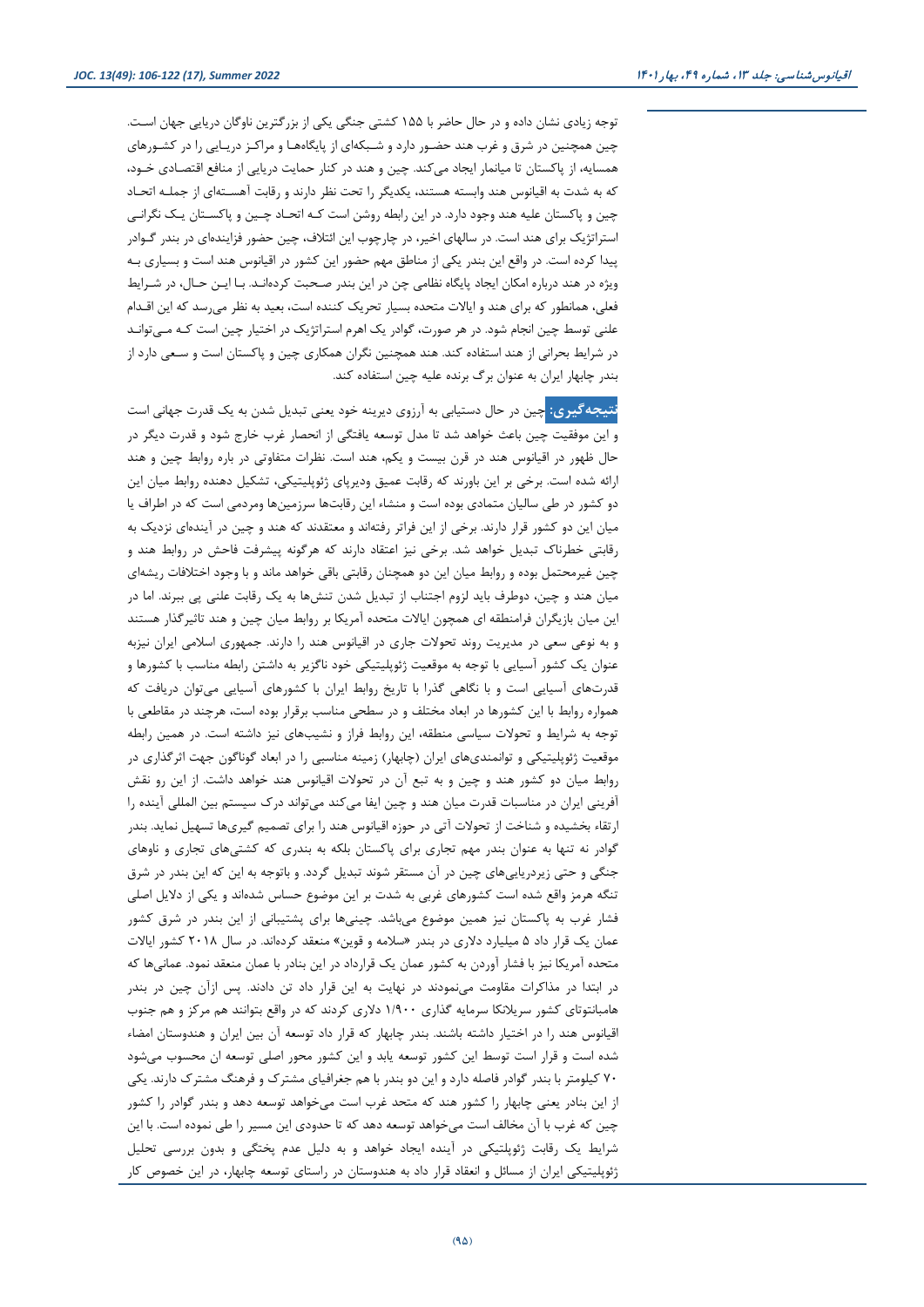توجه زیادی نشان داده و در حال حاضر با ۱۵۵ کشتی جنگی یکی از بزرگترین ناوگان دریایی جهان است. چین همچنین در شرق و غرب هند حضـور دارد و شـبکه‌ای از پایگاه‌هـا و مراکـز دریـایی را در کشـورهای همسایه، از پاکستان تا میانمار ایجاد می‌کند. چین و هند در کنار حمایت دریایی از منافع اقتصـادی خـود، که به شدت به اقیانوس هند وابسته هستند، یکدیگر را تحت نظر دارند و رقابت آهسـته‌ای از جملـه اتحـاد چین و پاکستان علیه هند وجود دارد. در این رابطه روشن است کـه اتحـاد چـین و پاکسـتان یـک نگرانـی استراتژیک برای هند است. در سالهای اخیر، در چارچوب این ائتلاف، چین حضور فزاینده‌ای در بندر گـوادر پیدا کرده است. در واقع این بندر یکی از مناطق مهم حضور این کشور در اقیانوس هند است و بسیاری بـه ویژه در هند درباره امکان ایجاد پایگاه نظامی چن در این بندر صحبت کرده‌انـد. بـا ایـن حـال، در شـرایط فعلی، همانطور که برای هند و ایالات متحده بسیار تحریک کننده است، بعید به نظر می‌رسد که این اقـدام علنی توسط چین انجام شود. در هر صورت، گوادر یک اهرم استراتژیک در اختیار چین است کـه مـی‌توانـد در شرایط بحرانی از هند استفاده کند. هند همچنین نگران همکاری چین و پاکستان است و سـعی دارد از بندر چابهار ایران به عنوان برگ برنده علیه چین استفاده کند.

**نتیجه‌گیری:** چین در حال دستیابی به آرزوی دیرینه خود یعنی تبدیل شدن به یک قدرت جهانی است و این موفقیت چین باعث خواهد شد تا مدل توسعه یافتگی از انحصار غرب خارج شود و قدرت دیگر در حال ظهور در اقیانوس هند در قرن بیست و یکم، هند است. نظرات متفاوتی در باره روابط چین و هند ارائه شده است. برخی بر این باورند که رقابت عمیق ودیرپای ژئوپلیتیکی، تشکیل دهنده روابط میان این دو کشور در طی سالیان متمادی بوده است و منشاء این رقابت‌ها سرزمین‌ها ومردمی است که در اطراف یا میان این دو کشور قرار دارند. برخی از این فراتر رفته‌اند و معتقدند که هند و چین در آینده‌ای نزدیک به رقابتی خطرناک تبدیل خواهد شد. برخی نیز اعتقاد دارند که هرگونه پیشرفت فاحش در روابط هند و چین غیرمحتمل بوده و روابط میان این دو همچنان رقابتی باقی خواهد ماند و با وجود اختلافات ریشه‌ای میان هند و چین، دوطرف باید لزوم اجتناب از تبدیل شدن تنش‌ها به یک رقابت علنی پی ببرند. اما در این میان بازیگران فرامنطقه ای همچون ایالات متحده آمریکا بر روابط میان چین و هند تاثیرگذار هستند و به نوعی سعی در مدیریت روند تحولات جاری در اقیانوس هند را دارند. جمهوری اسلامی ایران نیزبه عنوان یک کشور آسیایی با توجه به موقعیت ژئوپلیتیکی خود ناگزیر به داشتن رابطه مناسب با کشورها و قدرت‌های آسیایی است و با نگاهی گذرا با تاریخ روابط ایران با کشورهای آسیایی می‌توان دریافت که همواره روابط با این کشورها در ابعاد مختلف و در سطحی مناسب برقرار بوده است، هرچند در مقاطعی با توجه به شرایط و تحولات سیاسی منطقه، این روابط فراز و نشیب‌های نیز داشته است. در همین رابطه موقعیت ژئوپلیتیکی و توانمندی‌های ایران (چابهار) زمینه مناسبی را در ابعاد گوناگون جهت اثرگذاری در روابط میان دو کشور هند و چین و به تبع آن در تحولات اقیانوس هند خواهد داشت. از این رو نقش آفرینی ایران در مناسبات قدرت میان هند و چین ایفا می‌کند می‌تواند درک سیستم بین المللی آینده را ارتقاء بخشیده و شناخت از تحولات آتی در حوزه اقیانوس هند را برای تصمیم گیری‌ها تسهیل نماید. بندر گوادر نه تنها به عنوان بندر مهم تجاری برای پاکستان بلکه به بندری که کشتی‌های تجاری و ناوهای جنگی و حتی زیردریایی‌های چین در آن مستقر شوند تبدیل گردد. و باتوجه به این که این بندر در شرق تنگه هرمز واقع شده است کشورهای غربی به شدت بر این موضوع حساس شده‌اند و یکی از دلایل اصلی فشار غرب به پاکستان نیز همین موضوع می‌باشد. چینی‌ها برای پشتیبانی از این بندر در شرق کشور عمان یک قرار داد ۵ میلیارد دلاری در بندر «سلامه و قوین» منعقد کرده‌اند. در سال ۲۰۱۸ کشور ایالات متحده آمریکا نیز با فشار آوردن به کشور عمان یک قرارداد در این بنادر با عمان منعقد نمود. عمانی‌ها که در ابتدا در مذاکرات مقاومت می‌نمودند در نهایت به این قرار داد تن دادند. پس ازآن چین در بندر هامبانتوتای کشور سریلانکا سرمایه گذاری ۱/۹۰۰ دلاری کردند که در واقع بتوانند هم مرکز و هم جنوب اقیانوس هند را در اختیار داشته باشند. بندر چابهار که قرار داد توسعه آن بین ایران و هندوستان امضاء شده است و قرار است توسط این کشور توسعه یابد و این کشور محور اصلی توسعه ان محسوب می‌شود ۷۰ کیلومتر با بندر گوادر فاصله دارد و این دو بندر با هم جغرافیای مشترک و فرهنگ مشترک دارند. یکی از این بنادر یعنی چابهار را کشور هند که متحد غرب است می‌خواهد توسعه دهد و بندر گوادر را کشور چین که غرب با آن مخالف است می‌خواهد توسعه دهد که تا حدودی این مسیر را طی نموده است. با این شرایط یک رقابت ژئوپلتیکی در آینده ایجاد خواهد و به دلیل عدم پختگی و بدون بررسی تحلیل ژئوپلیتیکی ایران از مسائل و انعقاد قرار داد به هندوستان در راستای توسعه چابهار، در این خصوص کار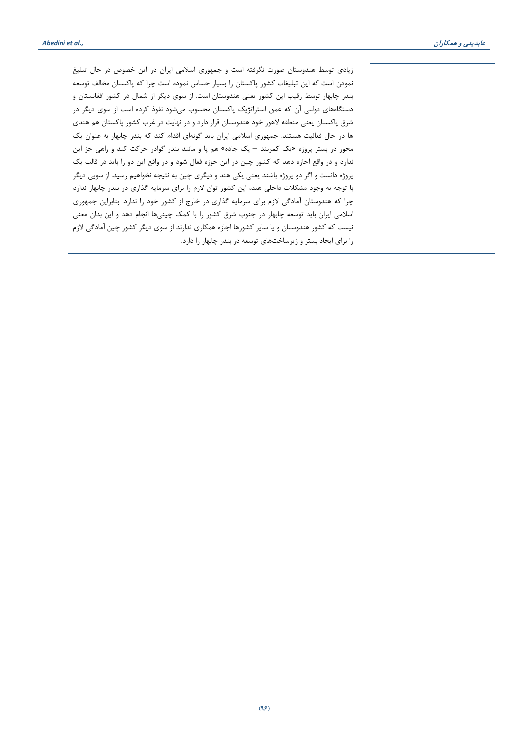زیادی توسط هندوستان صورت نگرفته است و جمهوری اسلامی ایران در این خصوص در حال تبلیغ نمودن است که این تبلیغات کشور پاکستان را بسیار حساس نموده است چرا که پاکستان مخالف توسعه بندر چابهار توسط رقیب این کشور یعنی هندوستان است. از سوی دیگر از شمال در کشور افغانستان و دستگاه‌های دولتی آن که عمق استراتژیک پاکستان محسوب می‌شود نفوذ کرده است از سوی دیگر در شرق پاکستان یعنی منطقه لاهور خود هندوستان قرار دارد و در نهایت در غرب کشور پاکستان هم هندی ها در حال فعالیت هستند. جمهوری اسلامی ایران باید گونه‌ای اقدام کند که بندر چابهار به عنوان یک محور در بستر پروژه «یک کمربند – یک جاده» هم پا و مانند بندر گوادر حرکت کند و راهی جز این ندارد و در واقع اجازه دهد که کشور چین در این حوزه فعال شود و در واقع این دو را باید در قالب یک پروژه دانست و اگر دو پروژه باشند یعنی یکی هند و دیگری چین به نتیجه نخواهیم رسید. از سویی دیگر با توجه به وجود مشکلات داخلی هند، این کشور توان لازم را برای سرمایه گذاری در بندر چابهار ندارد چرا که هندوستان آمادگی لازم برای سرمایه گذاری در خارج از کشور خود را ندارد. بنابراین جمهوری اسلامی ایران باید توسعه چابهار در جنوب شرق کشور را با کمک چینی‌ها انجام دهد و این بدان معنی نیست که کشور هندوستان و یا سایر کشورها اجازه همکاری ندارند از سوی دیگر کشور چین آمادگی لازم را برای ایجاد بستر و زیرساخت‌های توسعه در بندر چابهار را دارد.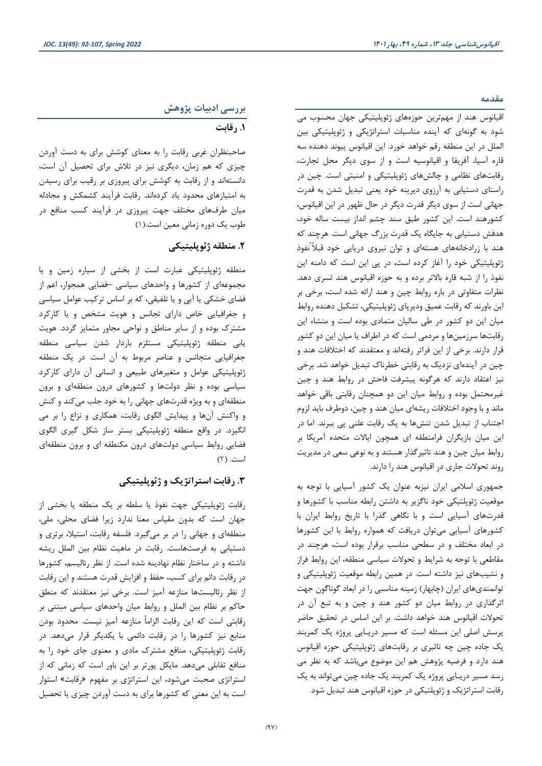## مقدمه

اقیانوس هند از مهم‌ترین حوزه‌های ژئوپلیتیکی جهان محسوب می شود به گونه‌ای که آینده مناسبات استراتژیکی و ژئوپلیتیکی بین الملل در این منطقه رقم خواهد خورد. این اقیانوس پیوند دهنده سه قاره آسیا، آفریقا و اقیانوسیه است و از سوی دیگر محل تجارت، رقابت‌های نظامی و چالش‌های ژئوپلیتیکی و امنیتی است. چین در راستای دستیابی به آرزوی دیرینه خود یعنی تبدیل شدن به قدرت جهانی است از سوی دیگر قدرت دیگر در حال ظهور در این اقیانوس، کشورهند است. این کشور طبق سند چشم انداز بیست ساله خود، هدفش دستیابی به جایگاه یک قدرت بزرگ جهانی است. هرچند که هند با زرادخانه‌های هسته‌ای و توان نیروی دریایی خود قبلاً نفوذ ژئوپلیتیکی خود را آغاز کرده است، در پی این است که دامنه این نفوذ را از شبه قاره بالاتر برده و به حوزه اقیانوس هند تسری دهد. نظرات متفاوتی در باره روابط چین و هند ارائه شده است، برخی بر این باورند که رقابت عمیق ودیرپای ژئوپلیتیکی، تشکیل دهنده روابط میان این دو کشور در طی سالیان متمادی بوده است و منشاء این رقابت‌ها سرزمین‌ها و مردمی است که در اطراف یا میان این دو کشور قرار دارند. برخی از این فراتر رفته‌اند و معتقدند که اختلافات هند و چین در آینده‌ای نزدیک به رقابتی خطرناک تبدیل خواهد شد. برخی نیز اعتقاد دارند که هرگونه پیشرفت فاحش در روابط هند و چین غیرمحتمل بوده و روابط میان این دو همچنان رقابتی باقی خواهد ماند و با وجود اختلافات ریشه‌ای میان هند و چین، دوطرف باید لزوم اجتناب از تبدیل شدن تنش‌ها به یک رقابت علنی پی ببرند. اما در این میان بازیگران فرامنطقه ای همچون ایالات متحده آمریکا بر روابط میان چین و هند تاثیرگذار هستند و به نوعی سعی در مدیریت روند تحولات جاری در اقیانوس هند را دارند.

جمهوری اسلامی ایران نیزبه عنوان یک کشور آسیایی با توجه به موقعیت ژئوپلیتیکی خود ناگزیر به داشتن رابطه مناسب با کشورها و قدرت‌های آسیایی است و با نگاهی گذرا با تاریخ روابط ایران با کشورهای آسیایی می‌توان دریافت که همواره روابط با این کشورها در ابعاد مختلف و در سطحی مناسب برقرار بوده است، هرچند در مقاطعی با توجه به شرایط و تحولات سیاسی منطقه، این روابط فراز و نشیب‌های نیز داشته است. در همین رابطه موقعیت ژئوپلیتیکی و توانمندی‌های ایران (چابهار) زمینه مناسبی را در ابعاد گوناگون جهت اثرگذاری در روابط میان دو کشور هند و چین و به تبع آن در تحولات اقیانوس هند خواهد داشت. بر این اساس در تحقیق حاضر پرسش اصلی این مسئله است که مسیر دریـایی پروژه یک کمربند یک جاده چین چه تاثیری بر رقابت‌های ژئوپلیتیکی حوزه اقیانوس هند دارد و فرضیه پژوهش هم این موضوع می‌باشد که به نظر می رسد مسیر دریـایی پروژه یک کمربند یک جاده چین می‌تواند به یک رقابت استراتژیک و ژئوپلتیکی در حوزه اقیانوس هند تبدیل شود.

## بررسی ادبیات پژوهش

### ۱. رقابت

صاحبنظران غربی رقابت را به معنای کوشش برای به دست آوردن چیزی که هم زمان، دیگری نیز در تلاش برای تحصیل آن است، دانسته‌اند و از رقابت به کوشش برای پیروزی بر رقیب برای رسیدن به امتیازهای محدود یاد کرده‌اند. رقابت فرآیند کشمکش و مجادله میان طرف‌های مختلف جهت پیروزی در فرآیند کسب منافع در طوب یک دوره زمانی معین است.(۱)

### ۲. منطقه ژئوپلیتیکی

منطقه ژئوپلیتیکی عبارت است از بخشی از سیاره زمین و یا مجموعه‌ای از کشورها و واحدهای سیاسی –فضایی همجوار، اعم از فضای خشکی یا آبی و یا تلفیقی، که بر اساس ترکیب عوامل سیاسی و جغرافیایی خاص دارای تجانس و هویت مشخص و یا کارکرد مشترک بوده و از سایر مناطق و نواحی مجاور متمایز گردد. هویت یابی منطقه ژئوپلیتیکی مستلزم باردار شدن سیاسی منطقه جغرافیایی متجانس و عناصر مربوط به آن است. در یک منطقه ژئوپلیتیکی عوامل و متغیرهای طبیعی و انسانی آن دارای کارکرد سیاسی بوده و نظر دولت‌ها و کشورهای درون منطقه‌ای و برون منطقه‌ای و به ویژه قدرت‌های جهانی را به خود جلب می‌کند و کنش و واکنش آن‌ها و پیدایش الگوی رقابت، همکاری و نزاع را بر می انگیزد. در واقع منطقه ژئوپلیتیکی بستر ساز شکل گیری الگوی فضایی روابط سیاسی دولت‌های درون مکنطقه ای و برون منطقه‌ای است. (۲)

### ۳. رقابت استراتژیک و ژئوپلیتیکی

رقابت ژئوپلیتیکی جهت نفوذ یا سلطه بر یک منطقه یا بخشی از جهان است که بدون مقیاس معنا ندارد زیرا فضای محلی، ملی، منطقه‌ای و جهانی را در بر می‌گیرد. فلسفه رقابت، استیلا، برتری و دستیابی به فرصت‌هاست. رقابت در ماهیت نظام بین الملل ریشه داشته و در ساختار نظام نهادینه شده است. از نظر رئالیسم، کشورها در رقابت دائم برای کسب، حفظ و افزایش قدرت هستند و این رقابت از نظر رئالیست‌ها منازعه آمیز است. برخی نیز معتقدند که منطق حاکم بر نظام بین الملل و روابط میان واحدهای سیاسی مبتنی بر رقابتی است که این رقابت الزاماً منازعه آمیز نیست. محدود بودن منابع نیز کشورها را در رقابت دائمی با یکدیگر قرار می‌دهد. در رقابت ژئوپلیتیکی، منافع مشترک مادی و معنوی جای خود را به منافع تقابلی می‌دهد. مایکل پورتر بر این باور است که زمانی که از استراتژی صحبت می‌شود، این استراتژی بر مفهوم «رقابت» استوار است به این معنی که کشورها برای به دست آوردن چیزی یا تحصیل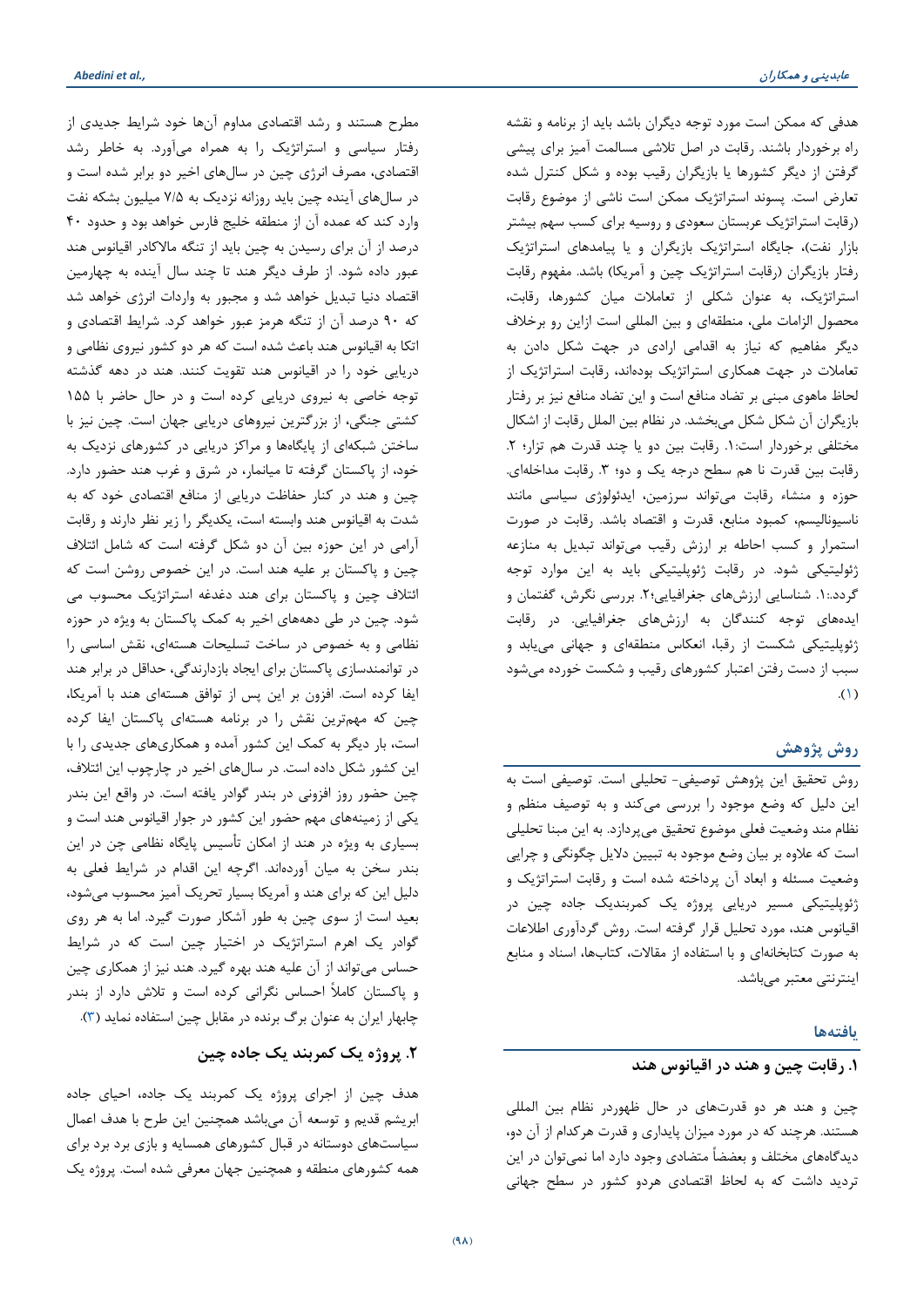هدفی که ممکن است مورد توجه دیگران باشد باید از برنامه و نقشه راه برخوردار باشند. رقابت در اصل تلاشی مسالمت آمیز برای پیشی گرفتن از دیگر کشورها یا بازیگران رقیب بوده و شکل کنترل شده تعارض است. پسوند استراتژیک ممکن است ناشی از موضوع رقابت (رقابت استراتژیک عربستان سعودی و روسیه برای کسب سهم بیشتر بازار نفت)، جایگاه استراتژیک بازیگران و یا پیامدهای استراتژیک رفتار بازیگران (رقابت استراتژیک چین و آمریکا) باشد. مفهوم رقابت استراتژیک، به عنوان شکلی از تعاملات میان کشورها، رقابت، محصول الزامات ملی، منطقه‌ای و بین المللی است ازاین رو برخلاف دیگر مفاهیم که نیاز به اقدامی ارادی در جهت شکل دادن به تعاملات در جهت همکاری استراتژیک بوده‌اند، رقابت استراتژیک از لحاظ ماهوی مبنی بر تضاد منافع است و این تضاد منافع نیز بر رفتار بازیگران آن شکل شکل می‌بخشد. در نظام بین الملل رقابت از اشکال مختلفی برخوردار است:۱. رقابت بین دو یا چند قدرت هم تزار؛ ۲. رقابت بین قدرت نا هم سطح درجه یک و دو؛ ۳. رقابت مداخله‌ای. حوزه و منشاء رقابت می‌تواند سرزمین، ایدئولوژی سیاسی مانند ناسیونالیسم، کمبود منابع، قدرت و اقتصاد باشد. رقابت در صورت استمرار و کسب احاطه بر ارزش رقیب می‌تواند تبدیل به منازعه ژئوپلیتیکی شود. در رقابت ژئوپلیتیکی باید به این موارد توجه گردد:۱. شناسایی ارزش‌های جغرافیایی؛۲. بررسی نگرش، گفتمان و ایده‌های توجه کنندگان به ارزش‌های جغرافیایی. در رقابت ژئوپلیتیکی شکست از رقبا، انعکاس منطقه‌ای و جهانی می‌یابد و سبب از دست رفتن اعتبار کشورهای رقیب و شکست خورده می‌شود (۱).

## روش پژوهش

روش تحقیق این پژوهش توصیفی- تحلیلی است. توصیفی است به این دلیل که وضع موجود را بررسی می‌کند و به توصیف منظم و نظام مند وضعیت فعلی موضوع تحقیق می‌پردازد. به این مبنا تحلیلی است که علاوه بر بیان وضع موجود به تبیین دلایل چگونگی و چرایی وضعیت مسئله و ابعاد آن پرداخته شده است و رقابت استراتژیک و ژئوپلیتیکی مسیر دریایی پروژه یک کمربندیک جاده چین در اقیانوس هند، مورد تحلیل قرار گرفته است. روش گردآوری اطلاعات به صورت کتابخانه‌ای و با استفاده از مقالات، کتاب‌ها، اسناد و منابع اینترنتی معتبر می‌باشد.

## یافته‌ها

### ۱. رقابت چین و هند در اقیانوس هند

چین و هند هر دو قدرت‌های در حال ظهوردر نظام بین المللی هستند. هرچند که در مورد میزان پایداری و قدرت هرکدام از آن دو، دیدگاه‌های مختلف و بعضاً متضادی وجود دارد اما نمی‌توان در این تردید داشت که به لحاظ اقتصادی هردو کشور در سطح جهانی مطرح هستند و رشد اقتصادی مداوم آن‌ها خود شرایط جدیدی از رفتار سیاسی و استراتژیک را به همراه می‌آورد. به خاطر رشد اقتصادی، مصرف انرژی چین در سال‌های اخیر دو برابر شده است و در سال‌های آینده چین باید روزانه نزدیک به ۷/۵ میلیون بشکه نفت وارد کند که عمده آن از منطقه خلیج فارس خواهد بود و حدود ۴۰ درصد از آن برای رسیدن به چین باید از تنگه مالاکادر اقیانوس هند عبور داده شود. از طرف دیگر هند تا چند سال آینده به چهارمین اقتصاد دنیا تبدیل خواهد شد و مجبور به واردات انرژی خواهد شد که ۹۰ درصد آن از تنگه هرمز عبور خواهد کرد. شرایط اقتصادی و اتکا به اقیانوس هند باعث شده است که هر دو کشور نیروی نظامی و دریایی خود را در اقیانوس هند تقویت کنند. هند در دهه گذشته توجه خاصی به نیروی دریایی کرده است و در حال حاضر با ۱۵۵ کشتی جنگی، از بزرگترین نیروهای دریایی جهان است. چین نیز با ساختن شبکه‌ای از پایگاه‌ها و مراکز دریایی در کشورهای نزدیک به خود، از پاکستان گرفته تا میانمار، در شرق و غرب هند حضور دارد. چین و هند در کنار حفاظت دریایی از منافع اقتصادی خود که به شدت به اقیانوس هند وابسته است، یکدیگر را زیر نظر دارند و رقابت آرامی در این حوزه بین آن دو شکل گرفته است که شامل ائتلاف چین و پاکستان بر علیه هند است. در این خصوص روشن است که ائتلاف چین و پاکستان برای هند دغدغه استراتژیک محسوب می شود. چین در طی دهه‌های اخیر به کمک پاکستان به ویژه در حوزه نظامی و به خصوص در ساخت تسلیحات هسته‌ای، نقش اساسی را در توانمندسازی پاکستان برای ایجاد بازدارندگی، حداقل در برابر هند ایفا کرده است. افزون بر این پس از توافق هسته‌ای هند با آمریکا، چین که مهم‌ترین نقش را در برنامه هسته‌ای پاکستان ایفا کرده است، بار دیگر به کمک این کشور آمده و همکاری‌های جدیدی را با این کشور شکل داده است. در سال‌های اخیر در چارچوب این ائتلاف، چین حضور روز افزونی در بندر گوادر یافته است. در واقع این بندر یکی از زمینه‌های مهم حضور این کشور در جوار اقیانوس هند است و بسیاری به ویژه در هند از امکان تأسیس پایگاه نظامی چن در این بندر سخن به میان آورده‌اند. اگرچه این اقدام در شرایط فعلی به دلیل این که برای هند و آمریکا بسیار تحریک آمیز محسوب می‌شود، بعید است از سوی چین به طور آشکار صورت گیرد. اما به هر روی گوادر یک اهرم استراتژیک در اختیار چین است که در شرایط حساس می‌تواند از آن علیه هند بهره گیرد. هند نیز از همکاری چین و پاکستان کاملاً احساس نگرانی کرده است و تلاش دارد از بندر چابهار ایران به عنوان برگ برنده در مقابل چین استفاده نماید (۳).

### ۲. پروژه یک کمربند یک جاده چین

هدف چین از اجرای پروژه یک کمربند یک جاده، احیای جاده ابریشم قدیم و توسعه آن می‌باشد همچنین این طرح با هدف اعمال سیاست‌های دوستانه در قبال کشورهای همسایه و بازی برد برد برای همه کشورهای منطقه و همچنین جهان معرفی شده است. پروژه یک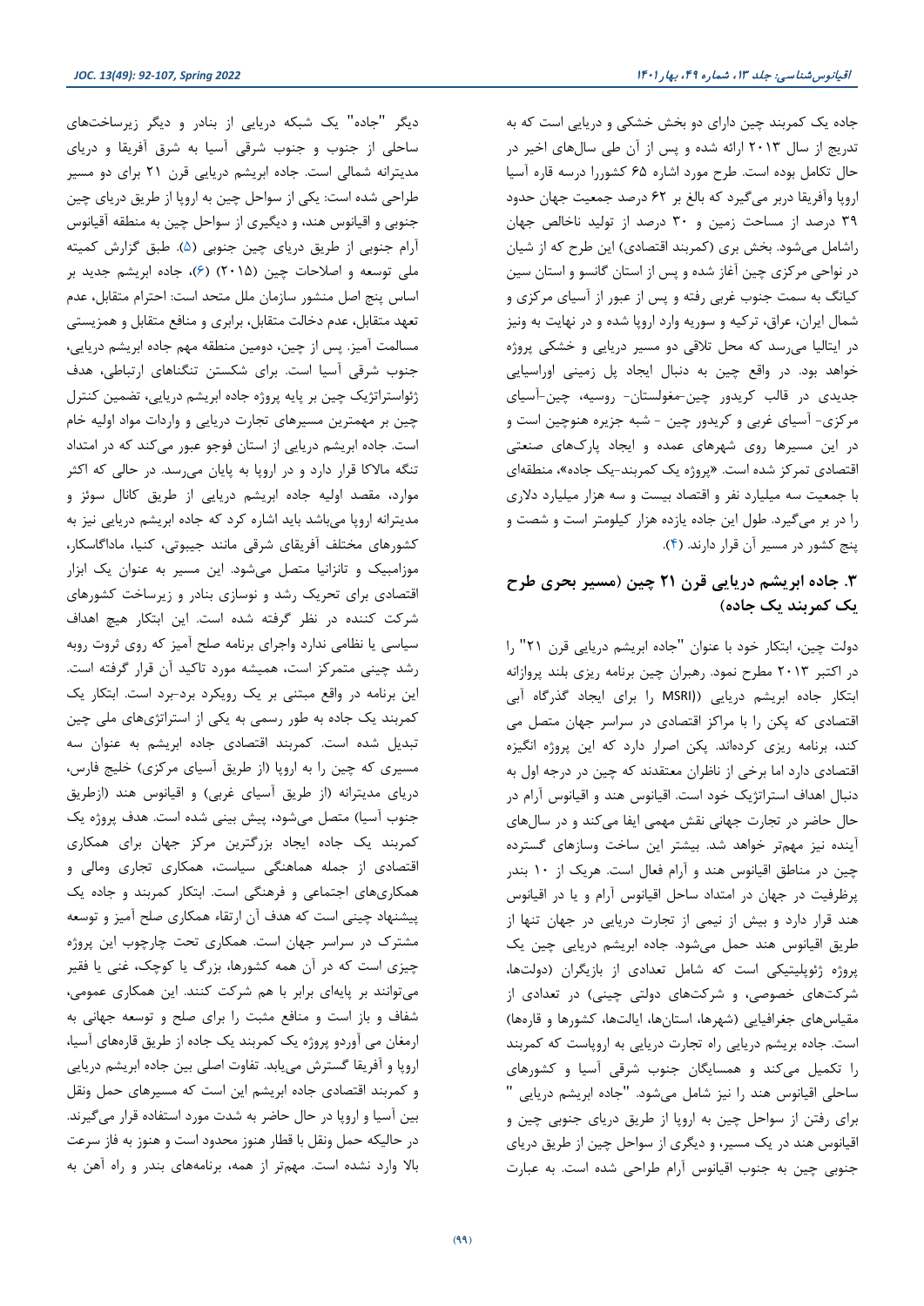جاده یک کمربند چین دارای دو بخش خشکی و دریایی است که به تدریج از سال ۲۰۱۳ ارائه شده و پس از آن طی سال‌های اخیر در حال تکامل بوده است. طرح مورد اشاره ۶۵ کشوررا درسه قاره آسیا اروپا وآفریقا دربر می‌گیرد که بالغ بر ۶۲ درصد جمعیت جهان حدود ۳۹ درصد از مساحت زمین و ۳۰ درصد از تولید ناخالص جهان راشامل می‌شود. بخش بری (کمربند اقتصادی) این طرح که از شیان در نواحی مرکزی چین آغاز شده و پس از استان گانسو و استان سین کیانگ به سمت جنوب غربی رفته و پس از عبور از آسیای مرکزی و شمال ایران، عراق، ترکیه و سوریه وارد اروپا شده و در نهایت به ونیز در ایتالیا می‌رسد که محل تلاقی دو مسیر دریایی و خشکی پروژه خواهد بود. در واقع چین به دنبال ایجاد پل زمینی اوراسیایی جدیدی در قالب کریدور چین-مغولستان- روسیه، چین-آسیای مرکزی- آسیای غربی و کریدور چین - شبه جزیره هنوچین است و در این مسیرها روی شهرهای عمده و ایجاد پارک‌های صنعتی اقتصادی تمرکز شده است. «پروژه یک کمربند-یک جاده»، منطقه‌ای با جمعیت سه میلیارد نفر و اقتصاد بیست و سه هزار میلیارد دلاری را در بر می‌گیرد. طول این جاده یازده هزار کیلومتر است و شصت و پنج کشور در مسیر آن قرار دارند. (۴).

## ۳. جاده ابریشم دریایی قرن ۲۱ چین (مسیر بحری طرح یک کمربند یک جاده)

دولت چین، ابتکار خود با عنوان "جاده ابریشم دریایی قرن ۲۱" را در اکتبر ۲۰۱۳ مطرح نمود. رهبران چین برنامه ریزی بلند پروازانه ابتکار جاده ابریشم دریایی ((MSRI را برای ایجاد گذرگاه آبی اقتصادی که پکن را با مراکز اقتصادی در سراسر جهان متصل می کند، برنامه ریزی کرده‌اند. پکن اصرار دارد که این پروژه انگیزه اقتصادی دارد اما برخی از ناظران معتقدند که چین در درجه اول به دنبال اهداف استراتژیک خود است. اقیانوس هند و اقیانوس آرام در حال حاضر در تجارت جهانی نقش مهمی ایفا می‌کند و در سال‌های آینده نیز مهم‌تر خواهد شد. بیشتر این ساخت وسازهای گسترده چین در مناطق اقیانوس هند و آرام فعال است. هریک از ۱۰ بندر پرظرفیت در جهان در امتداد ساحل اقیانوس آرام و یا در اقیانوس هند قرار دارد و بیش از نیمی از تجارت دریایی در جهان تنها از طریق اقیانوس هند حمل می‌شود. جاده ابریشم دریایی چین یک پروژه ژئوپلیتیکی است که شامل تعدادی از بازیگران (دولت‌ها، شرکت‌های خصوصی، و شرکت‌های دولتی چینی) در تعدادی از مقیاس‌های جغرافیایی (شهرها، استان‌ها، ایالت‌ها، کشورها و قاره‌ها) است. جاده بریشم دریایی راه تجارت دریایی به اروپاست که کمربند را تکمیل می‌کند و همسایگان جنوب شرقی آسیا و کشورهای ساحلی اقیانوس هند را نیز شامل می‌شود. "جاده ابریشم دریایی " برای رفتن از سواحل چین به اروپا از طریق دریای جنوبی چین و اقیانوس هند در یک مسیر، و دیگری از سواحل چین از طریق دریای جنوبی چین به جنوب اقیانوس آرام طراحی شده است. به عبارت دیگر "جاده" یک شبکه دریایی از بنادر و دیگر زیرساخت‌های ساحلی از جنوب و جنوب شرقی آسیا به شرق آفریقا و دریای مدیترانه شمالی است. جاده ابریشم دریایی قرن ۲۱ برای دو مسیر طراحی شده است: یکی از سواحل چین به اروپا از طریق دریای چین جنوبی و اقیانوس هند، و دیگری از سواحل چین به منطقه اقیانوس آرام جنوبی از طریق دریای چین جنوبی (۵). طبق گزارش کمیته ملی توسعه و اصلاحات چین (۲۰۱۵) (۶)، جاده ابریشم جدید بر اساس پنج اصل منشور سازمان ملل متحد است: احترام متقابل، عدم تعهد متقابل، عدم دخالت متقابل، برابری و منافع متقابل و همزیستی مسالمت آمیز. پس از چین، دومین منطقه مهم جاده ابریشم دریایی، جنوب شرقی آسیا است. برای شکستن تنگناهای ارتباطی، هدف ژئواستراتژیک چین بر پایه پروژه جاده ابریشم دریایی، تضمین کنترل چین بر مهمترین مسیرهای تجارت دریایی و واردات مواد اولیه خام است. جاده ابریشم دریایی از استان فوجو عبور می‌کند که در امتداد تنگه مالاکا قرار دارد و در اروپا به پایان می‌رسد. در حالی که اکثر موارد، مقصد اولیه جاده ابریشم دریایی از طریق کانال سوئز و مدیترانه اروپا می‌باشد باید اشاره کرد که جاده ابریشم دریایی نیز به کشورهای مختلف آفریقای شرقی مانند جیبوتی، کنیا، ماداگاسکار، موزامبیک و تانزانیا متصل می‌شود. این مسیر به عنوان یک ابزار اقتصادی برای تحریک رشد و نوسازی بنادر و زیرساخت کشورهای شرکت کننده در نظر گرفته شده است. این ابتکار هیچ اهداف سیاسی یا نظامی ندارد واجرای برنامه صلح آمیز که روی ثروت روبه رشد چینی متمرکز است، همیشه مورد تاکید آن قرار گرفته است. این برنامه در واقع مبتنی بر یک رویکرد برد-برد است. ابتکار یک کمربند یک جاده به طور رسمی به یکی از استراتژی‌های ملی چین تبدیل شده است. کمربند اقتصادی جاده ابریشم به عنوان سه مسیری که چین را به اروپا (از طریق آسیای مرکزی) خلیج فارس، دریای مدیترانه (از طریق آسیای غربی) و اقیانوس هند (ازطریق جنوب آسیا) متصل می‌شود، پیش بینی شده است. هدف پروژه یک کمربند یک جاده ایجاد بزرگترین مرکز جهان برای همکاری اقتصادی از جمله هماهنگی سیاست، همکاری تجاری ومالی و همکاری‌های اجتماعی و فرهنگی است. ابتکار کمربند و جاده یک پیشنهاد چینی است که هدف آن ارتقاء همکاری صلح آمیز و توسعه مشترک در سراسر جهان است. همکاری تحت چارچوب این پروژه چیزی است که در آن همه کشورها، بزرگ یا کوچک، غنی یا فقیر می‌توانند بر پایه‌ای برابر با هم شرکت کنند. این همکاری عمومی، شفاف و باز است و منافع مثبت را برای صلح و توسعه جهانی به ارمغان می آوردو پروژه یک کمربند یک جاده از طریق قاره‌های آسیا، اروپا و آفریقا گسترش می‌یابد. تفاوت اصلی بین جاده ابریشم دریایی و کمربند اقتصادی جاده ابریشم این است که مسیرهای حمل ونقل بین آسیا و اروپا در حال حاضر به شدت مورد استفاده قرار می‌گیرند. در حالیکه حمل ونقل با قطار هنوز محدود است و هنوز به فاز سرعت بالا وارد نشده است. مهم‌تر از همه، برنامه‌های بندر و راه آهن به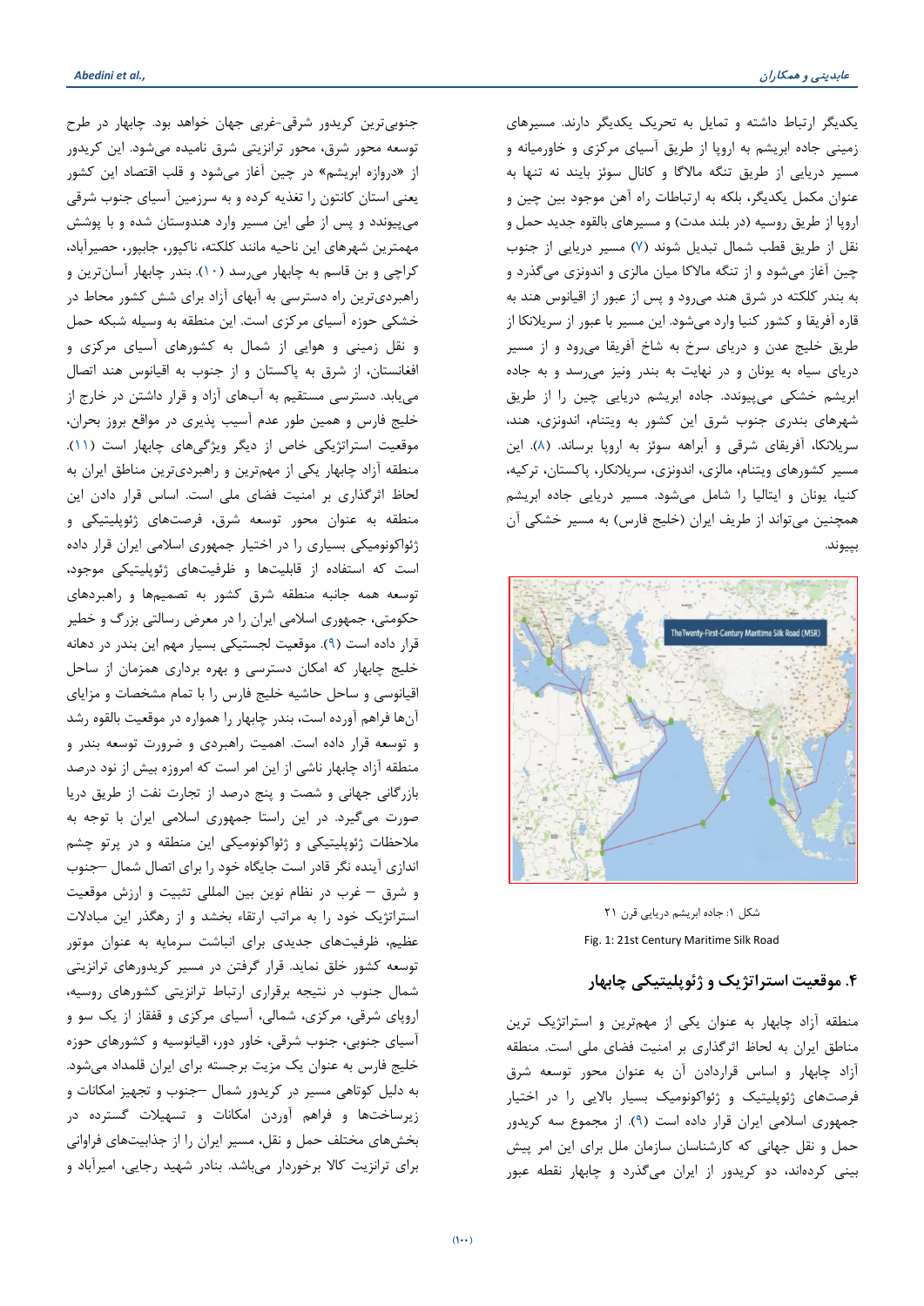یکدیگر ارتباط داشته و تمایل به تحریک یکدیگر دارند. مسیرهای زمینی جاده ابریشم به اروپا از طریق آسیای مرکزی و خاورمیانه و مسیر دریایی از طریق تنگه مالاگا و کانال سوئز بایند نه تنها به عنوان مکمل یکدیگر، بلکه به ارتباطات راه آهن موجود بین چین و اروپا از طریق روسیه (در بلند مدت) و مسیرهای بالقوه جدید حمل و نقل از طریق قطب شمال تبدیل شوند (۷) مسیر دریایی از جنوب چین آغاز می‌شود و از تنگه مالاکا میان مالزی و اندونزی می‌گذرد و به بندر کلکته در شرق هند می‌رود و پس از عبور از اقیانوس هند به قاره آفریقا و کشور کنیا وارد می‌شود. این مسیر با عبور از سریلانکا از طریق خلیج عدن و دریای سرخ به شاخ آفریقا می‌رود و از مسیر دریای سیاه به یونان و در نهایت به بندر ونیز می‌رسد و به جاده ابریشم خشکی می‌پیوندد. جاده ابریشم دریایی چین را از طریق شهرهای بندری جنوب شرق این کشور به ویتنام، اندونزی، هند، سریلانکا، آفریقای شرقی و آبراهه سوئز به اروپا برساند. (۸). این مسیر کشورهای ویتنام، مالزی، اندونزی، سریلانکار، پاکستان، ترکیه، کنیا، یونان و ایتالیا را شامل می‌شود. مسیر دریایی جاده ابریشم همچنین می‌تواند از طریف ایران (خلیج فارس) به مسیر خشکی آن بپیوند.

شکل ۱: جاده ابریشم دریایی قرن ۲۱

Fig. 1: 21st Century Maritime Silk Road

## ۴. موقعیت استراتژیک و ژئوپلیتیکی چابهار

منطقه آزاد چابهار به عنوان یکی از مهم‌ترین و استراتژیک ترین مناطق ایران به لحاظ اثرگذاری بر امنیت فضای ملی است. منطقه آزاد چابهار و اساس قراردادن آن به عنوان محور توسعه شرق فرصت‌های ژئوپلیتیک و ژئواکونومیک بسیار بالایی را در اختیار جمهوری اسلامی ایران قرار داده است (۹). از مجموع سه کریدور حمل و نقل جهانی که کارشناسان سازمان ملل برای این امر پیش بینی کرده‌اند، دو کریدور از ایران می‌گذرد و چابهار نقطه عبور جنوبی‌ترین کریدور شرقی-غربی جهان خواهد بود. چابهار در طرح توسعه محور شرق، محور ترانزیتی شرق نامیده می‌شود. این کریدور از «دروازه ابریشم» در چین آغاز می‌شود و قلب اقتصاد این کشور یعنی استان کانتون را تغذیه کرده و به سرزمین آسیای جنوب شرقی می‌پیوندد و پس از طی این مسیر وارد هندوستان شده و با پوشش مهمترین شهرهای این ناحیه مانند کلکته، ناکپور، جابپور، حصیرآباد، کراچی و بن قاسم به چابهار می‌رسد (۱۰). بندر چابهار آسان‌ترین و راهبردی‌ترین راه دسترسی به آبهای آزاد برای شش کشور محاط در خشکی حوزه آسیای مرکزی است. این منطقه به وسیله شبکه حمل و نقل زمینی و هوایی از شمال به کشورهای آسیای مرکزی و افغانستان، از شرق به پاکستان و از جنوب به اقیانوس هند اتصال می‌یابد. دسترسی مستقیم به آب‌های آزاد و قرار داشتن در خارج از خلیج فارس و همین طور عدم آسیب پذیری در مواقع بروز بحران، موقعیت استراتژیکی خاص از دیگر ویژگی‌های چابهار است (۱۱). منطقه آزاد چابهار یکی از مهم‌ترین و راهبردی‌ترین مناطق ایران به لحاظ اثرگذاری بر امنیت فضای ملی است. اساس قرار دادن این منطقه به عنوان محور توسعه شرق، فرصت‌های ژئوپلیتیکی و ژئواکونومیکی بسیاری را در اختیار جمهوری اسلامی ایران قرار داده است که استفاده از قابلیت‌ها و ظرفیت‌های ژئوپلیتیکی موجود، توسعه همه جانبه منطقه شرق کشور به تصمیم‌ها و راهبردهای حکومتی، جمهوری اسلامی ایران را در معرض رسالتی بزرگ و خطیر قرار داده است (۹). موقعیت لجستیکی بسیار مهم این بندر در دهانه خلیج چابهار که امکان دسترسی و بهره برداری همزمان از ساحل اقیانوسی و ساحل حاشیه خلیج فارس را با تمام مشخصات و مزایای آن‌ها فراهم آورده است، بندر چابهار را همواره در موقعیت بالقوه رشد و توسعه قرار داده است. اهمیت راهبردی و ضرورت توسعه بندر و منطقه آزاد چابهار ناشی از این امر است که امروزه بیش از نود درصد بازرگانی جهانی و شصت و پنج درصد از تجارت نفت از طریق دریا صورت می‌گیرد. در این راستا جمهوری اسلامی ایران با توجه به ملاحظات ژئوپلیتیکی و ژئواکونومیکی این منطقه و در پرتو چشم اندازی آینده نگر قادر است جایگاه خود را برای اتصال شمال –جنوب و شرق – غرب در نظام نوین بین المللی تثبیت و ارزش موقعیت استراتژیک خود را به مراتب ارتقاء بخشد و از رهگذر این مبادلات عظیم، ظرفیت‌های جدیدی برای انباشت سرمایه به عنوان موتور توسعه کشور خلق نماید. قرار گرفتن در مسیر کریدورهای ترانزیتی شمال جنوب در نتیجه برقراری ارتباط ترانزیتی کشورهای روسیه، اروپای شرقی، مرکزی، شمالی، آسیای مرکزی و قفقاز از یک سو و آسیای جنوبی، جنوب شرقی، خاور دور، اقیانوسیه و کشورهای حوزه خلیج فارس به عنوان یک مزیت برجسته برای ایران قلمداد می‌شود. به دلیل کوتاهی مسیر در کریدور شمال –جنوب و تجهیز امکانات و زیرساخت‌ها و فراهم آوردن امکانات و تسهیلات گسترده در بخش‌های مختلف حمل و نقل، مسیر ایران را از جذابیت‌های فراوانی برای ترانزیت کالا برخوردار می‌باشد. بنادر شهید رجایی، امیرآباد و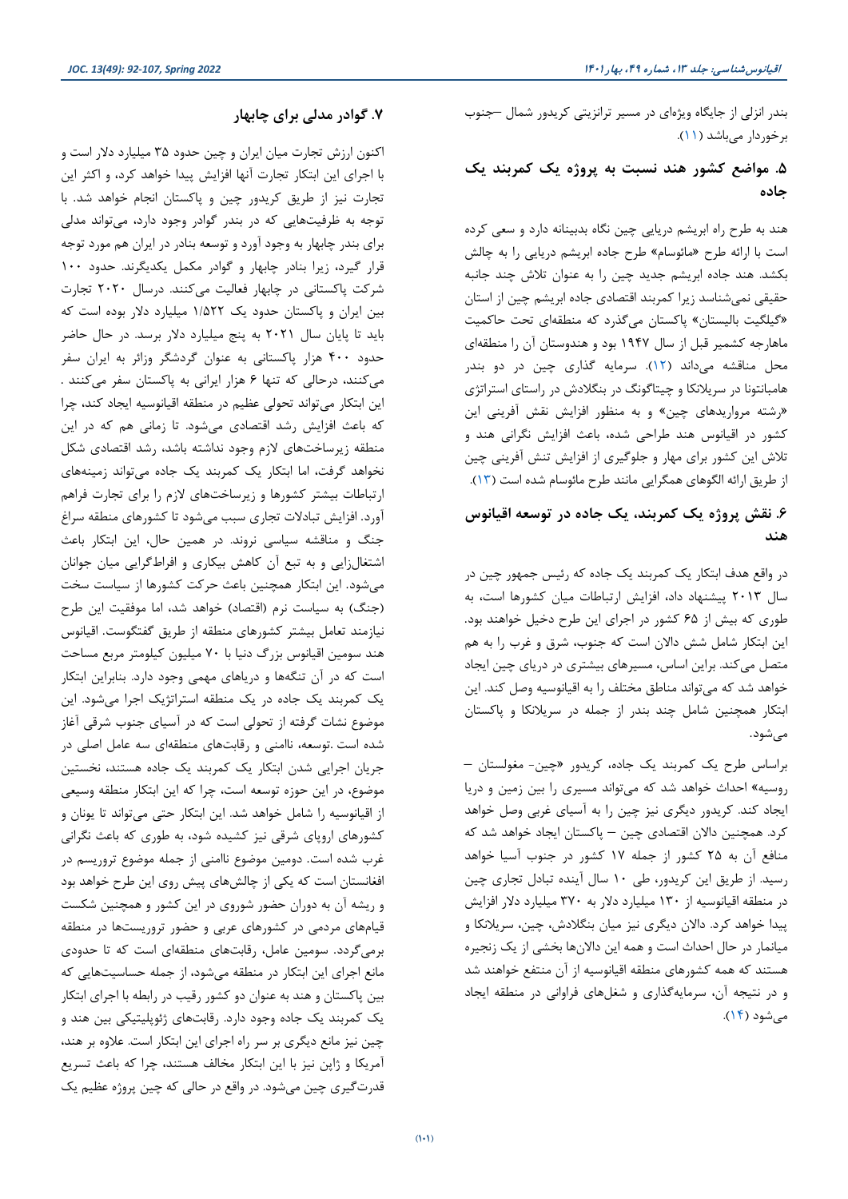بندر انزلی از جایگاه ویژه‌ای در مسیر ترانزیتی کریدور شمال –جنوب برخوردار می‌باشد (۱۱).

## ۵. مواضع کشور هند نسبت به پروژه یک کمربند یک جاده

هند به طرح راه ابریشم دریایی چین نگاه بدبینانه دارد و سعی کرده است با ارائه طرح «مائوسام» طرح جاده ابریشم دریایی را به چالش بکشد. هند جاده ابریشم جدید چین را به عنوان تلاش چند جانبه حقیقی نمی‌شناسد زیرا کمربند اقتصادی جاده ابریشم چین از استان «گیلگیت بالیستان» پاکستان می‌گذرد که منطقه‌ای تحت حاکمیت ماهارجه کشمیر قبل از سال ۱۹۴۷ بود و هندوستان آن را منطقه‌ای محل مناقشه می‌داند (۱۲). سرمایه گذاری چین در دو بندر هامبانتونا در سریلانکا و چیتاگونگ در بنگلادش در راستای استراتژی «رشته مرواریدهای چین» و به منظور افزایش نقش آفرینی این کشور در اقیانوس هند طراحی شده، باعث افزایش نگرانی هند و تلاش این کشور برای مهار و جلوگیری از افزایش تنش آفرینی چین از طریق ارائه الگوهای همگرایی مانند طرح مائوسام شده است (۱۳).

## ۶. نقش پروژه یک کمربند، یک جاده در توسعه اقیانوس هند

در واقع هدف ابتکار یک کمربند یک جاده که رئیس جمهور چین در سال ۲۰۱۳ پیشنهاد داد، افزایش ارتباطات میان کشورها است، به طوری که بیش از ۶۵ کشور در اجرای این طرح دخیل خواهند بود. این ابتکار شامل شش دالان است که جنوب، شرق و غرب را به هم متصل می‌کند. براین اساس، مسیرهای بیشتری در دریای چین ایجاد خواهد شد که می‌تواند مناطق مختلف را به اقیانوسیه وصل کند. این ابتکار همچنین شامل چند بندر از جمله در سریلانکا و پاکستان می‌شود.

براساس طرح یک کمربند یک جاده، کریدور «چین- مغولستان – روسیه» احداث خواهد شد که می‌تواند مسیری را بین زمین و دریا ایجاد کند. کریدور دیگری نیز چین را به آسیای غربی وصل خواهد کرد. همچنین دالان اقتصادی چین – پاکستان ایجاد خواهد شد که منافع آن به ۲۵ کشور از جمله ۱۷ کشور در جنوب آسیا خواهد رسید. از طریق این کریدور، طی ۱۰ سال آینده تبادل تجاری چین در منطقه اقیانوسیه از ۱۳۰ میلیارد دلار به ۳۷۰ میلیارد دلار افزایش پیدا خواهد کرد. دالان دیگری نیز میان بنگلادش، چین، سریلانکا و میانمار در حال احداث است و همه این دالان‌ها بخشی از یک زنجیره هستند که همه کشورهای منطقه اقیانوسیه از آن منتفع خواهند شد و در نتیجه آن، سرمایه‌گذاری و شغل‌های فراوانی در منطقه ایجاد می‌شود (۱۴).

## ۷. گوادر مدلی برای چابهار

اکنون ارزش تجارت میان ایران و چین حدود ۳۵ میلیارد دلار است و با اجرای این ابتکار تجارت آنها افزایش پیدا خواهد کرد، و اکثر این تجارت نیز از طریق کریدور چین و پاکستان انجام خواهد شد. با توجه به ظرفیت‌هایی که در بندر گوادر وجود دارد، می‌تواند مدلی برای بندر چابهار به وجود آورد و توسعه بنادر در ایران هم مورد توجه قرار گیرد، زیرا بنادر چابهار و گوادر مکمل یکدیگرند. حدود ۱۰۰ شرکت پاکستانی در چابهار فعالیت می‌کنند. درسال ۲۰۲۰ تجارت بین ایران و پاکستان حدود یک ۱/۵۲۲ میلیارد دلار بوده است که باید تا پایان سال ۲۰۲۱ به پنج میلیارد دلار برسد. در حال حاضر حدود ۴۰۰ هزار پاکستانی به عنوان گردشگر وزائر به ایران سفر می‌کنند، درحالی که تنها ۶ هزار ایرانی به پاکستان سفر می‌کنند . این ابتکار می‌تواند تحولی عظیم در منطقه اقیانوسیه ایجاد کند، چرا که باعث افزایش رشد اقتصادی می‌شود. تا زمانی هم که در این منطقه زیرساخت‌های لازم وجود نداشته باشد، رشد اقتصادی شکل نخواهد گرفت، اما ابتکار یک کمربند یک جاده می‌تواند زمینه‌های ارتباطات بیشتر کشورها و زیرساخت‌های لازم را برای تجارت فراهم آورد. افزایش تبادلات تجاری سبب می‌شود تا کشورهای منطقه سراغ جنگ و مناقشه سیاسی نروند. در همین حال، این ابتکار باعث اشتغال‌زایی و به تبع آن کاهش بیکاری و افراط‌گرایی میان جوانان می‌شود. این ابتکار همچنین باعث حرکت کشورها از سیاست سخت (جنگ) به سیاست نرم (اقتصاد) خواهد شد، اما موفقیت این طرح نیازمند تعامل بیشتر کشورهای منطقه از طریق گفتگوست. اقیانوس هند سومین اقیانوس بزرگ دنیا با ۷۰ میلیون کیلومتر مربع مساحت است که در آن تنگه‌ها و دریاهای مهمی وجود دارد. بنابراین ابتکار یک کمربند یک جاده در یک منطقه استراتژیک اجرا می‌شود. این موضوع نشات گرفته از تحولی است که در آسیای جنوب شرقی آغاز شده است .توسعه، ناامنی و رقابت‌های منطقه‌ای سه عامل اصلی در جریان اجرایی شدن ابتکار یک کمربند یک جاده هستند، نخستین موضوع، در این حوزه توسعه است، چرا که این ابتکار منطقه وسیعی از اقیانوسیه را شامل خواهد شد. این ابتکار حتی می‌تواند تا یونان و کشورهای اروپای شرقی نیز کشیده شود، به طوری که باعث نگرانی غرب شده است. دومین موضوع ناامنی از جمله موضوع تروریسم در افغانستان است که یکی از چالش‌های پیش روی این طرح خواهد بود و ریشه آن به دوران حضور شوروی در این کشور و همچنین شکست قیام‌های مردمی در کشورهای عربی و حضور تروریست‌ها در منطقه برمی‌گردد. سومین عامل، رقابت‌های منطقه‌ای است که تا حدودی مانع اجرای این ابتکار در منطقه می‌شود، از جمله حساسیت‌هایی که بین پاکستان و هند به عنوان دو کشور رقیب در رابطه با اجرای ابتکار یک کمربند یک جاده وجود دارد. رقابت‌های ژئوپلیتیکی بین هند و چین نیز مانع دیگری بر سر راه اجرای این ابتکار است. علاوه بر هند، آمریکا و ژاپن نیز با این ابتکار مخالف هستند، چرا که باعث تسریع قدرت‌گیری چین می‌شود. در واقع در حالی که چین پروژه عظیم یک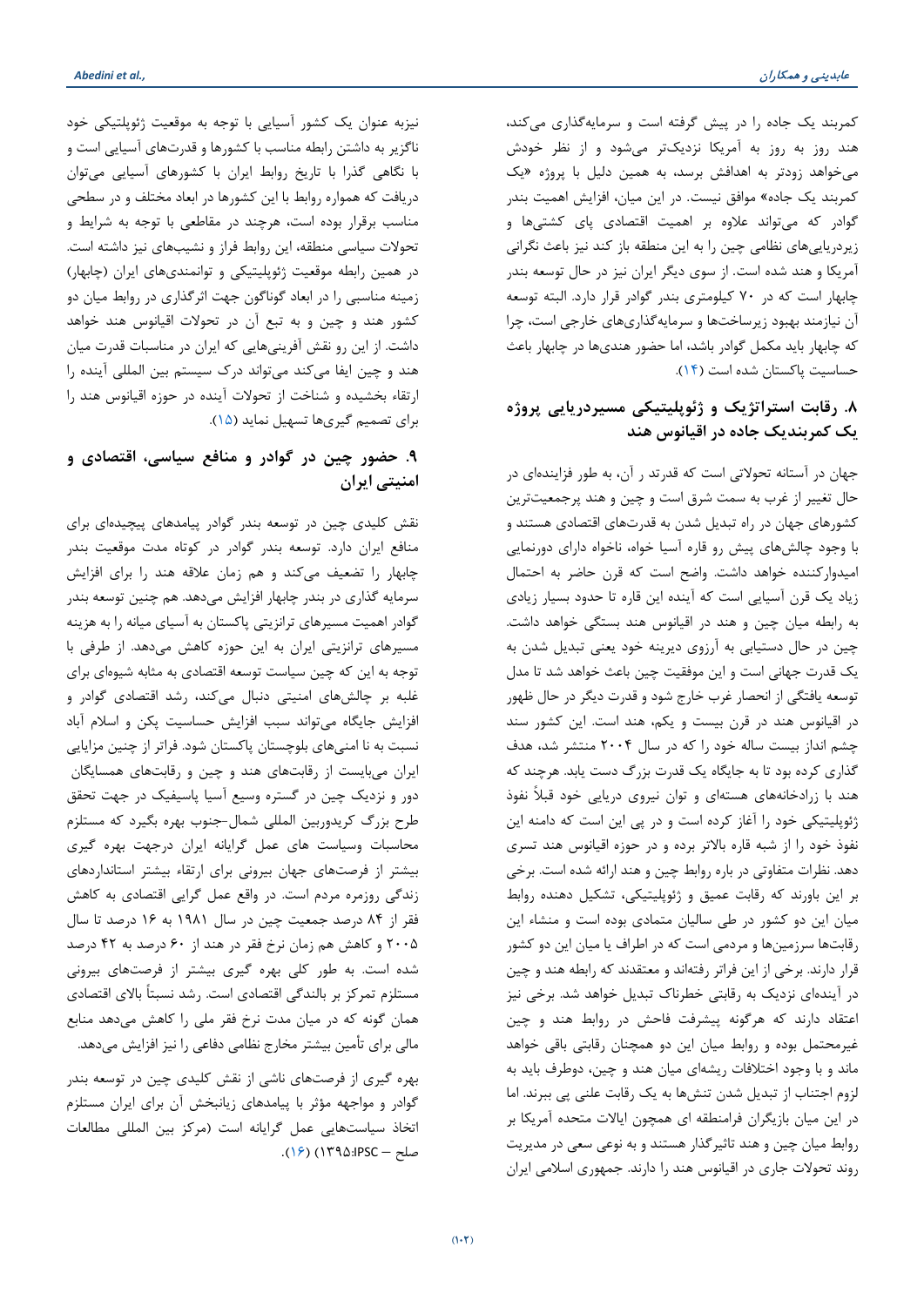کمربند یک جاده را در پیش گرفته است و سرمایه‌گذاری می‌کند، هند روز به روز به آمریکا نزدیک‌تر می‌شود و از نظر خودش می‌خواهد زودتر به اهدافش برسد، به همین دلیل با پروژه «یک کمربند یک جاده» موافق نیست. در این میان، افزایش اهمیت بندر گوادر که می‌تواند علاوه بر اهمیت اقتصادی پای کشتی‌ها و زیردریایی‌های نظامی چین را به این منطقه باز کند نیز باعث نگرانی آمریکا و هند شده است. از سوی دیگر ایران نیز در حال توسعه بندر چابهار است که در ۷۰ کیلومتری بندر گوادر قرار دارد. البته توسعه آن نیازمند بهبود زیرساخت‌ها و سرمایه‌گذاری‌های خارجی است، چرا که چابهار باید مکمل گوادر باشد، اما حضور هندی‌ها در چابهار باعث حساسیت پاکستان شده است (۱۴).

## ۸. رقابت استراتژیک و ژئوپلیتیکی مسیردریایی پروژه یک کمربندیک جاده در اقیانوس هند

جهان در آستانه تحولاتی است که قدرتد ر آن، به طور فزاینده‌ای در حال تغییر از غرب به سمت شرق است و چین و هند پرجمعیت‌ترین کشورهای جهان در راه تبدیل شدن به قدرت‌های اقتصادی هستند و با وجود چالش‌های پیش رو قاره آسیا خواه، ناخواه دارای دورنمایی امیدوارکننده خواهد داشت. واضح است که قرن حاضر به احتمال زیاد یک قرن آسیایی است که آینده این قاره تا حدود بسیار زیادی به رابطه میان چین و هند در اقیانوس هند بستگی خواهد داشت. چین در حال دستیابی به آرزوی دیرینه خود یعنی تبدیل شدن به یک قدرت جهانی است و این موفقیت چین باعث خواهد شد تا مدل توسعه یافتگی از انحصار غرب خارج شود و قدرت دیگر در حال ظهور در اقیانوس هند در قرن بیست و یکم، هند است. این کشور سند چشم انداز بیست ساله خود را که در سال ۲۰۰۴ منتشر شد، هدف گذاری کرده بود تا به جایگاه یک قدرت بزرگ دست یابد. هرچند که هند با زرادخانه‌های هسته‌ای و توان نیروی دریایی خود قبلاً نفوذ ژئوپلیتیکی خود را آغاز کرده است و در پی این است که دامنه این نفوذ خود را از شبه قاره بالاتر برده و در حوزه اقیانوس هند تسری دهد. نظرات متفاوتی در باره روابط چین و هند ارائه شده است. برخی بر این باورند که رقابت عمیق و ژئوپلیتیکی، تشکیل دهنده روابط میان این دو کشور در طی سالیان متمادی بوده است و منشاء این رقابت‌ها سرزمین‌ها و مردمی است که در اطراف یا میان این دو کشور قرار دارند. برخی از این فراتر رفته‌اند و معتقدند که رابطه هند و چین در آینده‌ای نزدیک به رقابتی خطرناک تبدیل خواهد شد. برخی نیز اعتقاد دارند که هرگونه پیشرفت فاحش در روابط هند و چین غیرمحتمل بوده و روابط میان این دو همچنان رقابتی باقی خواهد ماند و با وجود اختلافات ریشه‌ای میان هند و چین، دوطرف باید به لزوم اجتناب از تبدیل شدن تنش‌ها به یک رقابت علنی پی ببرند. اما در این میان بازیگران فرامنطقه ای همچون ایالات متحده آمریکا بر روابط میان چین و هند تاثیرگذار هستند و به نوعی سعی در مدیریت روند تحولات جاری در اقیانوس هند را دارند. جمهوری اسلامی ایران نیزبه عنوان یک کشور آسیایی با توجه به موقعیت ژئوپلتیکی خود ناگزیر به داشتن رابطه مناسب با کشورها و قدرت‌های آسیایی است و با نگاهی گذرا با تاریخ روابط ایران با کشورهای آسیایی می‌توان دریافت که همواره روابط با این کشورها در ابعاد مختلف و در سطحی مناسب برقرار بوده است، هرچند در مقاطعی با توجه به شرایط و تحولات سیاسی منطقه، این روابط فراز و نشیب‌هایی نیز داشته است. در همین رابطه موقعیت ژئوپلیتیکی و توانمندی‌های ایران (چابهار) زمینه مناسبی را در ابعاد گوناگون جهت اثرگذاری در روابط میان دو کشور هند و چین و به تبع آن در تحولات اقیانوس هند خواهد داشت. از این رو نقش آفرینی‌هایی که ایران در مناسبات قدرت میان هند و چین ایفا می‌کند می‌تواند درک سیستم بین المللی آینده را ارتقاء بخشیده و شناخت از تحولات آینده در حوزه اقیانوس هند را برای تصمیم گیری‌ها تسهیل نماید (۱۵).

## ۹. حضور چین در گوادر و منافع سیاسی، اقتصادی و امنیتی ایران

نقش کلیدی چین در توسعه بندر گوادر پیامدهای پیچیده‌ای برای منافع ایران دارد. توسعه بندر گوادر در کوتاه مدت موقعیت بندر چابهار را تضعیف می‌کند و هم زمان علاقه هند را برای افزایش سرمایه گذاری در بندر چابهار افزایش می‌دهد. هم چنین توسعه بندر گوادر اهمیت مسیرهای ترانزیتی پاکستان به آسیای میانه را به هزینه مسیرهای ترانزیتی ایران به این حوزه کاهش می‌دهد. از طرفی با توجه به این که چین سیاست توسعه اقتصادی را به مثابه شیوه‌ای برای غلبه بر چالش‌های امنیتی دنبال می‌کند، رشد اقتصادی گوادر و افزایش جایگاه می‌تواند سبب افزایش حساسیت پکن و اسلام آباد نسبت به نا امنی‌های بلوچستان پاکستان شود. فراتر از چنین مزایایی ایران می‌بایست از رقابت‌های هند و چین و رقابت‌های همسایگان دور و نزدیک چین در گستره وسیع آسیا پاسیفیک در جهت تحقق طرح بزرگ کریدوربین المللی شمال-جنوب بهره بگیرد که مستلزم محاسبات وسیاست های عمل گرایانه ایران درجهت بهره گیری بیشتر از فرصت‌های جهان بیرونی برای ارتقاء بیشتر استانداردهای زندگی روزمره مردم است. در واقع عمل گرایی اقتصادی به کاهش فقر از ۸۴ درصد جمعیت چین در سال ۱۹۸۱ به ۱۶ درصد تا سال ۲۰۰۵ و کاهش هم زمان نرخ فقر در هند از ۶۰ درصد به ۴۲ درصد شده است. به طور کلی بهره گیری بیشتر از فرصت‌های بیرونی مستلزم تمرکز بر بالندگی اقتصادی است. رشد نسبتاً بالای اقتصادی همان گونه که در میان مدت نرخ فقر ملی را کاهش می‌دهد منابع مالی برای تأمین بیشتر مخارج نظامی دفاعی را نیز افزایش می‌دهد.

بهره گیری از فرصت‌های ناشی از نقش کلیدی چین در توسعه بندر گوادر و مواجهه مؤثر با پیامدهای زیانبخش آن برای ایران مستلزم اتخاذ سیاست‌هایی عمل گرایانه است (مرکز بین المللی مطالعات صلح – IPSC:۱۳۹۵) (۱۶).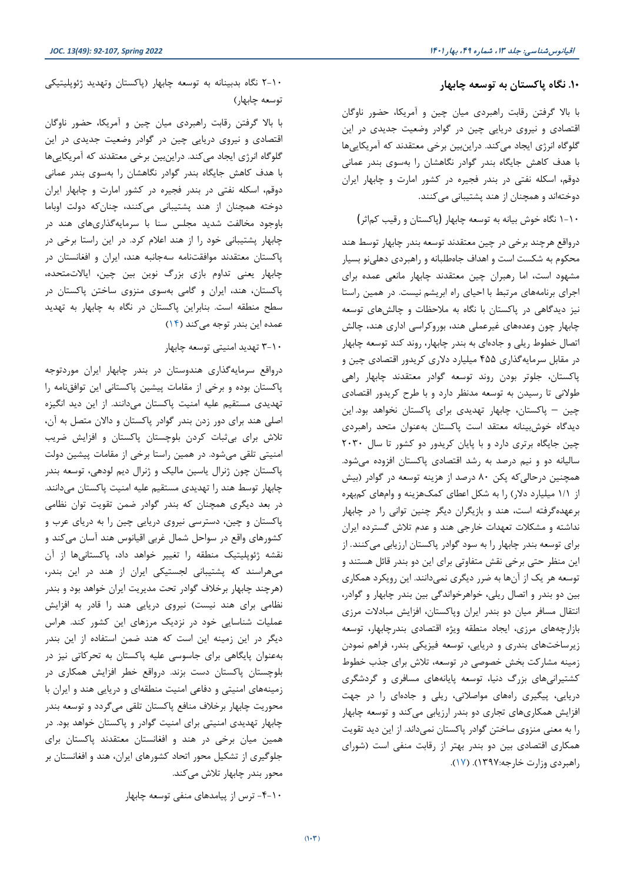## ۱۰. نگاه پاکستان به توسعه چابهار

با بالا گرفتن رقابت راهبردی میان چین و آمریکا، حضور ناوگان اقتصادی و نیروی دریایی چین در گوادر وضعیت جدیدی در این گلوگاه انرژی ایجاد می‌کند. دراین‌بین برخی معتقدند که آمریکایی‌ها با هدف کاهش جایگاه بندر گوادر نگاهشان را به‌سوی بندر عمانی دوقم، اسکله نفتی در بندر فجیره در کشور امارت و چابهار ایران دوخته‌اند و همچنان از هند پشتیبانی می‌کنند.

### ۱-۱۰ نگاه خوش بینانه به توسعه چابهار (پاکستان و رقیب کم‌اثر)

درواقع هرچند برخی در چین معتقدند توسعه بندر چابهار توسط هند محکوم به شکست است و اهداف جاه‌طلبانه و راهبردی دهلی‌نو بسیار مشهود است، اما رهبران چین معتقدند چابهار مانعی عمده برای اجرای برنامه‌های مرتبط با احیای راه ابریشم نیست. در همین راستا نیز دیدگاهی در پاکستان با نگاه به ملاحظات و چالش‌های توسعه چابهار چون وعده‌های غیرعملی هند، بوروکراسی اداری هند، چالش اتصال خطوط ریلی و جاده‌ای به بندر چابهار، روند کند توسعه چابهار در مقابل سرمایه‌گذاری ۴۵۵ میلیارد دلاری کریدور اقتصادی چین و پاکستان، جلوتر بودن روند توسعه گوادر معتقدند چابهار راهی طولانی تا رسیدن به توسعه مدنظر دارد و با طرح کریدور اقتصادی چین – پاکستان، چابهار تهدیدی برای پاکستان نخواهد بود.این دیدگاه خوش‌بینانه معتقد است پاکستان به‌عنوان متحد راهبردی چین جایگاه برتری دارد و با پایان کریدور دو کشور تا سال ۲۰۳۰ سالیانه دو و نیم درصد به رشد اقتصادی پاکستان افزوده می‌شود. همچنین درحالی‌که پکن ۸۰ درصد از هزینه توسعه در گوادر (بیش از ۱/۱ میلیارد دلار) را به شکل اعطای کمک‌هزینه و وام‌های کم‌بهره برعهده‌گرفته است، هند و بازیگران دیگر چنین توانی را در چابهار نداشته و مشکلات تعهدات خارجی هند و عدم تلاش گسترده ایران برای توسعه بندر چابهار را به سود گوادر پاکستان ارزیابی می‌کنند. از این منظر حتی برخی نقش متفاوتی برای این دو بندر قائل هستند و توسعه هر یک از آن‌ها به ضرر دیگری نمی‌دانند. این رویکرد همکاری بین دو بندر و اتصال ریلی، خواهرخواندگی بین بندر چابهار و گوادر، انتقال مسافر میان دو بندر ایران وپاکستان، افزایش مبادلات مرزی بازارچه‌های مرزی، ایجاد منطقه ویژه اقتصادی بندرچابهار، توسعه زیرساخت‌های بندری و دریایی، توسعه فیزیکی بندر، فراهم نمودن زمینه مشارکت بخش خصوصی در توسعه، تلاش برای جذب خطوط کشتیرانی‌های بزرگ دنیا، توسعه پایانه‌های مسافری و گردشگری دریایی، پیگیری راه‌های مواصلاتی، ریلی و جاده‌ای را در جهت افزایش همکاری‌های تجاری دو بندر ارزیابی می‌کند و توسعه چابهار را به معنی منزوی ساختن گوادر پاکستان نمی‌داند. از این دید تقویت همکاری اقتصادی بین دو بندر بهتر از رقابت منفی است (شورای راهبردی وزارت خارجه:۱۳۹۷). (۱۷).

### ۲-۱۰ نگاه بدبینانه به توسعه چابهار (پاکستان وتهدید ژئوپلیتیکی توسعه چابهار)

با بالا گرفتن رقابت راهبردی میان چین و آمریکا، حضور ناوگان اقتصادی و نیروی دریایی چین در گوادر وضعیت جدیدی در این گلوگاه انرژی ایجاد می‌کند. دراین‌بین برخی معتقدند که آمریکایی‌ها با هدف کاهش جایگاه بندر گوادر نگاهشان را به‌سوی بندر عمانی دوقم، اسکله نفتی در بندر فجیره در کشور امارت و چابهار ایران دوخته همچنان از هند پشتیبانی می‌کنند، چنان‌که دولت اوباما باوجود مخالفت شدید مجلس سنا با سرمایه‌گذاری‌های هند در چابهار پشتیبانی خود را از هند اعلام کرد. در این راستا برخی در پاکستان معتقدند موافقتنامه سه‌جانبه هند، ایران و افغانستان در چابهار یعنی تداوم بازی بزرگ نوین بین چین، ایالات‌متحده، پاکستان، هند، ایران و گامی به‌سوی منزوی ساختن پاکستان در سطح منطقه است. بنابراین پاکستان در نگاه به چابهار به تهدید عمده این بندر توجه می‌کند (۱۴)

### ۳-۱۰ تهدید امنیتی توسعه چابهار

درواقع سرمایه‌گذاری هندوستان در بندر چابهار ایران موردتوجه پاکستان بوده و برخی از مقامات پیشین پاکستانی این توافق‌نامه را تهدیدی مستقیم علیه امنیت پاکستان می‌دانند. از این دید انگیزه اصلی هند برای دور زدن بندر گوادر پاکستان و دالان متصل به آن، تلاش برای بی‌ثبات کردن بلوچستان پاکستان و افزایش ضریب امنیتی تلقی می‌شود. در همین راستا برخی از مقامات پیشین دولت پاکستان چون ژنرال یاسین مالیک و ژنرال دیم لودهی، توسعه بندر چابهار توسط هند را تهدیدی مستقیم علیه امنیت پاکستان می‌دانند. در بعد دیگری همچنان که بندر گوادر ضمن تقویت توان نظامی پاکستان و چین، دسترسی نیروی دریایی چین را به دریای عرب و کشورهای واقع در سواحل شمال غربی اقیانوس هند آسان می‌کند و نقشه ژئوپلیتیک منطقه را تغییر خواهد داد، پاکستانی‌ها از آن می‌هراسند که پشتیبانی لجستیکی ایران از هند در این بندر، (هرچند چابهار برخلاف گوادر تحت مدیریت ایران خواهد بود و بندر نظامی برای هند نیست) نیروی دریایی هند را قادر به افزایش عملیات شناسایی خود در نزدیک مرزهای این کشور کند. هراس دیگر در این زمینه این است که هند ضمن استفاده از این بندر به‌عنوان پایگاهی برای جاسوسی علیه پاکستان به تحرکاتی نیز در بلوچستان پاکستان دست بزند. درواقع خطر افزایش همکاری در زمینه‌های امنیتی و دفاعی امنیت منطقه‌ای و دریایی هند و ایران با محوریت چابهار برخلاف منافع پاکستان تلقی می‌گردد و توسعه بندر چابهار تهدیدی امنیتی برای امنیت گوادر و پاکستان خواهد بود. در همین میان برخی در هند و افغانستان معتقدند پاکستان برای جلوگیری از تشکیل محور اتحاد کشورهای ایران، هند و افغانستان بر محور بندر چابهار تلاش می‌کند.

### ۴-۱۰- ترس از پیامدهای منفی توسعه چابهار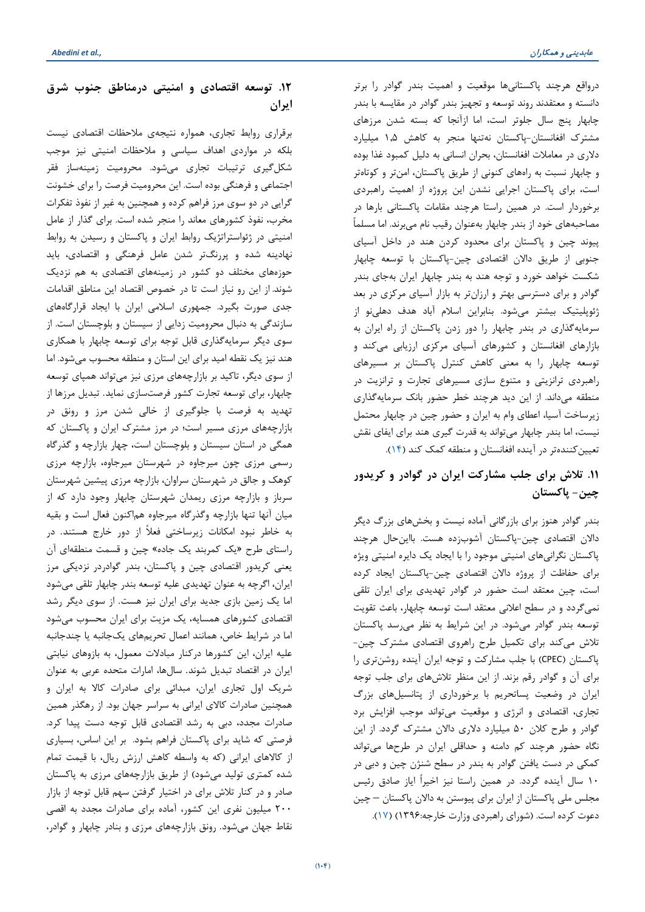درواقع هرچند پاکستانی‌ها موقعیت و اهمیت بندر گوادر را برتر دانسته و معتقدند روند توسعه و تجهیز بندر گوادر در مقایسه با بندر چابهار پنج سال جلوتر است، اما ازآنجا که بسته شدن مرزهای مشترک افغانستان-پاکستان نه‌تنها منجر به کاهش ۱،۵ میلیارد دلاری در معاملات افغانستان، بحران انسانی به دلیل کمبود غذا بوده و چابهار نسبت به راه‌های کنونی از طریق پاکستان، امن‌تر و کوتاه‌تر است، برای پاکستان اجرایی نشدن این پروژه از اهمیت راهبردی برخوردار است. در همین راستا هرچند مقامات پاکستانی بارها در مصاحبه‌های خود از بندر چابهار به‌عنوان رقیب نام می‌برند. اما مسلماً پیوند چین و پاکستان برای محدود کردن هند در داخل آسیای جنوبی از طریق دالان اقتصادی چین-پاکستان با توسعه چابهار شکست خواهد خورد و توجه هند به بندر چابهار ایران به‌جای بندر گوادر و برای دسترسی بهتر و ارزان‌تر به بازار آسیای مرکزی در بعد ژئوپلیتیک بیشتر می‌شود. بنابراین اسلام آباد هدف دهلی‌نو از سرمایه‌گذاری در بندر چابهار را دور زدن پاکستان از راه ایران به بازارهای افغانستان و کشورهای آسیای مرکزی ارزیابی می‌کند و توسعه چابهار را به معنی کاهش کنترل پاکستان بر مسیرهای راهبردی ترانزیتی و متنوع سازی مسیرهای تجارت و ترانزیت در منطقه می‌داند. از این دید هرچند خطر حضور بانک سرمایه‌گذاری زیرساخت آسیا، اعطای وام به ایران و حضور چین در چابهار محتمل نیست، اما بندر چابهار می‌تواند به قدرت گیری هند برای ایفای نقش تعیین‌کننده‌تر در آینده افغانستان و منطقه کمک کند (۱۴).

## ۱۱. تلاش برای جلب مشارکت ایران در گوادر و کریدور چین- پاکستان

بندر گوادر هنوز برای بازرگانی آماده نیست و بخش‌های بزرگ دیگر دالان اقتصادی چین-پاکستان آشوب‌زده هست. بااین‌حال هرچند پاکستان نگرانی‌های امنیتی موجود را با ایجاد یک دایره امنیتی ویژه برای حفاظت از پروژه دالان اقتصادی چین-پاکستان ایجاد کرده است، چین معتقد است حضور در گوادر تهدیدی برای ایران تلقی نمی‌گردد و در سطح اعلانی معتقد است توسعه چابهار، باعث تقویت توسعه بندر گوادر می‌شود. در این شرایط به نظر می‌رسد پاکستان تلاش می‌کند برای تکمیل طرح راهروی اقتصادی مشترک چین-پاکستان (CPEC) با جلب مشارکت و توجه ایران آینده روشن‌تری را برای آن و گوادر رقم بزند. از این منظر تلاش‌های برای جلب توجه ایران در وضعیت پساتحریم با برخورداری از پتانسیل‌های بزرگ تجاری، اقتصادی و انرژی و موقعیت می‌تواند موجب افزایش برد گوادر و طرح کلان ۵۰ میلیارد دلاری دالان مشترک گردد. از این نگاه حضور هرچند کم دامنه و حداقلی ایران در طرح‌ها می‌تواند کمکی در دست یافتن گوادر به بندر در سطح شنژن چین و دبی در ۱۰ سال آینده گردد. در همین راستا نیز اخیراً ایاز صادق رئیس مجلس ملی پاکستان از ایران برای پیوستن به دالان پاکستان – چین دعوت کرده است. (شورای راهبردی وزارت خارجه:۱۳۹۶) (۱۷).

## ۱۲. توسعه اقتصادی و امنیتی درمناطق جنوب شرق ایران

برقراری روابط تجاری، همواره نتیجه‌ی ملاحظات اقتصادی نیست بلکه در مواردی اهداف سیاسی و ملاحظات امنیتی نیز موجب شکل‌گیری ترتیبات تجاری می‌شود. محرومیت زمینه‌ساز فقر اجتماعی و فرهنگی بوده است. این محرومیت فرصت را برای خشونت گرایی در دو سوی مرز فراهم کرده و همچنین به غیر از نفوذ تفکرات مخرب، نفوذ کشورهای معاند را منجر شده است. برای گذار از عامل امنیتی در ژئواستراتژیک روابط ایران و پاکستان و رسیدن به روابط نهادینه شده و پررنگ‌تر شدن عامل فرهنگی و اقتصادی، باید حوزه‌های مختلف دو کشور در زمینه‌های اقتصادی به هم نزدیک شوند. از این رو نیاز است تا در خصوص اقتصاد این مناطق اقدامات جدی صورت بگیرد. جمهوری اسلامی ایران با ایجاد قرارگاه‌های سازندگی به دنبال محرومیت زدایی از سیستان و بلوچستان است. از سوی دیگر سرمایه‌گذاری قابل توجه برای توسعه چابهار با همکاری هند نیز یک نقطه امید برای این استان و منطقه محسوب می‌شود. اما از سوی دیگر، تاکید بر بازارچه‌های مرزی نیز می‌تواند همپای توسعه چابهار، برای توسعه تجارت کشور فرصت‌سازی نماید. تبدیل مرزها از تهدید به فرصت با جلوگیری از خالی شدن مرز و رونق در بازارچه‌های مرزی مسیر است؛ در مرز مشترک ایران و پاکستان که همگی در استان سیستان و بلوچستان است، چهار بازارچه و گذرگاه رسمی مرزی چون میرجاوه در شهرستان میرجاوه، بازارچه مرزی کوهک و جالق در شهرستان سراوان، بازارچه مرزی پیشین شهرستان سرباز و بازارچه مرزی ریمدان شهرستان چابهار وجود دارد که از میان آنها تنها بازارچه وگذرگاه میرجاوه هم‌اکنون فعال است و بقیه به خاطر نبود امکانات زیرساختی فعلاً از دور خارج هستند. در راستای طرح «یک کمربند یک جاده» چین و قسمت منطقه‌ای آن یعنی کریدور اقتصادی چین و پاکستان، بندر گوادردر نزدیکی مرز ایران، اگرچه به عنوان تهدیدی علیه توسعه بندر چابهار تلقی می‌شود اما یک زمین بازی جدید برای ایران نیز هست. از سوی دیگر رشد اقتصادی کشورهای همسایه، یک مزیت برای ایران محسوب می‌شود اما در شرایط خاص، همانند اعمال تحریم‌های یک‌جانبه یا چندجانبه علیه ایران، این کشورها درکنار مبادلات معمول، به بازوهای نیابتی ایران در اقتصاد تبدیل شوند. سال‌ها، امارات متحده عربی به عنوان شریک اول تجاری ایران، مبدائی برای صادرات کالا به ایران و همچنین صادرات کالای ایرانی به سراسر جهان بود. از رهگذر همین صادرات مجدد، دبی به رشد اقتصادی قابل توجه دست پیدا کرد. فرصتی که شاید برای پاکستان فراهم بشود. بر این اساس، بسیاری از کالاهای ایرانی (که به واسطه کاهش ارزش ریال، با قیمت تمام شده کمتری تولید می‌شود) از طریق بازارچه‌های مرزی به پاکستان صادر و در کنار تلاش برای در اختیار گرفتن سهم قابل توجه از بازار ۲۰۰ میلیون نفری این کشور، آماده برای صادرات مجدد به اقصی نقاط جهان می‌شود. رونق بازارچه‌های مرزی و بنادر چابهار و گوادر،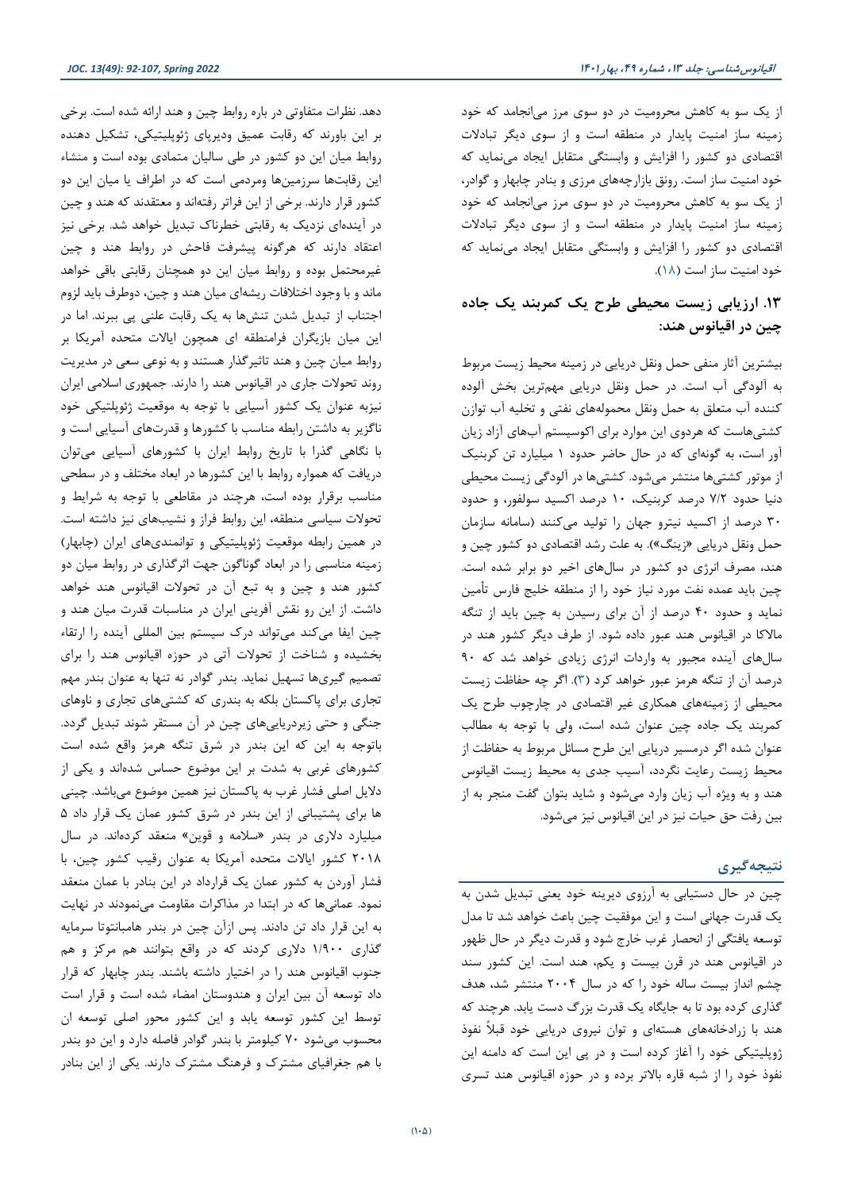از یک سو به کاهش محرومیت در دو سوی مرز می‌انجامد که خود زمینه ساز امنیت پایدار در منطقه است و از سوی دیگر تبادلات اقتصادی دو کشور را افزایش و وابستگی متقابل ایجاد می‌نماید که خود امنیت ساز است. رونق بازارچه‌های مرزی و بنادر چابهار و گوادر، از یک سو به کاهش محرومیت در دو سوی مرز می‌انجامد که خود زمینه ساز امنیت پایدار در منطقه است و از سوی دیگر تبادلات اقتصادی دو کشور را افزایش و وابستگی متقابل ایجاد می‌نماید که خود امنیت ساز است (۱۸).

## ۱۳. ارزیابی زیست محیطی طرح یک کمربند یک جاده چین در اقیانوس هند:

بیشترین آثار منفی حمل ونقل دریایی در زمینه محیط زیست مربوط به آلودگی آب است. در حمل ونقل دریایی مهم‌ترین بخش آلوده کننده آب متعلق به حمل ونقل محموله‌های نفتی و تخلیه آب توازن کشتی‌هاست که هردوی این موارد برای اکوسیستم آب‌های آزاد زیان آور است، به گونه‌ای که در حال حاضر حدود ۱ میلیارد تن کربنیک از موتور کشتی‌ها منتشر می‌شود. کشتی‌ها در آلودگی زیست محیطی دنیا حدود ۷/۲ درصد کربنیک، ۱۰ درصد اکسید سولفور، و حدود ۳۰ درصد از اکسید نیترو جهان را تولید می‌کنند (سامانه سازمان حمل ونقل دریایی «زینگ»). به علت رشد اقتصادی دو کشور چین و هند، مصرف انرژی دو کشور در سال‌های اخیر دو برابر شده است. چین باید عمده نفت مورد نیاز خود را از منطقه خلیج فارس تأمین نماید و حدود ۴۰ درصد از آن برای رسیدن به چین باید از تنگه مالاکا در اقیانوس هند عبور داده شود. از طرف دیگر کشور هند در سال‌های آینده مجبور به واردات انرژی زیادی خواهد شد که ۹۰ درصد آن از تنگه هرمز عبور خواهد کرد (۳). اگر چه حفاظت زیست محیطی از زمینه‌های همکاری غیر اقتصادی در چارچوب طرح یک کمربند یک جاده چین عنوان شده است، ولی با توجه به مطالب عنوان شده اگر درمسیر دریایی این طرح مسائل مربوط به حفاظت از محیط زیست رعایت نگردد، آسیب جدی به محیط زیست اقیانوس هند و به ویژه آب زیان وارد می‌شود و شاید بتوان گفت منجر به از بین رفت حق حیات نیز در این اقیانوس نیز می‌شود.

## نتیجه‌گیری

چین در حال دستیابی به آرزوی دیرینه خود یعنی تبدیل شدن به یک قدرت جهانی است و این موفقیت چین باعث خواهد شد تا مدل توسعه یافتگی از انحصار غرب خارج شود و قدرت دیگر در حال ظهور در اقیانوس هند در قرن بیست و یکم، هند است. این کشور سند چشم انداز بیست ساله خود را که در سال ۲۰۰۴ منتشر شد، هدف گذاری کرده بود تا به جایگاه یک قدرت بزرگ دست یابد. هرچند که هند با زرادخانه‌های هسته‌ای و توان نیروی دریایی خود قبلاً نفوذ ژوپلیتیکی خود را آغاز کرده است و در پی این است که دامنه این نفوذ خود را از شبه قاره بالاتر برده و در حوزه اقیانوس هند تسری دهد. نظرات متفاوتی در باره روابط چین و هند ارائه شده است. برخی بر این باورند که رقابت عمیق ودیرپای ژئوپلیتیکی، تشکیل دهنده روابط میان این دو کشور در طی سالیان متمادی بوده است و منشاء این رقابت‌ها سرزمین‌ها ومردمی است که در اطراف یا میان این دو کشور قرار دارند. برخی از این فراتر رفته‌اند و معتقدند که هند و چین در آینده‌ای نزدیک به رقابتی خطرناک تبدیل خواهد شد. برخی نیز اعتقاد دارند که هرگونه پیشرفت فاحش در روابط هند و چین غیرمحتمل بوده و روابط میان این دو همچنان رقابتی باقی خواهد ماند و با وجود اختلافات ریشه‌ای میان هند و چین، دوطرف باید لزوم اجتناب از تبدیل شدن تنش‌ها به یک رقابت علنی پی ببرند. اما در این میان بازیگران فرامنطقه ای همچون ایالات متحده آمریکا بر روابط میان چین و هند تاثیرگذار هستند و به نوعی سعی در مدیریت روند تحولات جاری در اقیانوس هند را دارند. جمهوری اسلامی ایران نیزبه عنوان یک کشور آسیایی با توجه به موقعیت ژئوپلیتیکی خود ناگزیر به داشتن رابطه مناسب با کشورها و قدرت‌های آسیایی است و با نگاهی گذرا با تاریخ روابط ایران با کشورهای آسیایی می‌توان دریافت که همواره روابط با این کشورها در ابعاد مختلف و در سطحی مناسب برقرار بوده است، هرچند در مقاطعی با توجه به شرایط و تحولات سیاسی منطقه، این روابط فراز و نشیب‌های نیز داشته است. در همین رابطه موقعیت ژئوپلیتیکی و توانمندی‌های ایران (چابهار) زمینه مناسبی را در ابعاد گوناگون جهت اثرگذاری در روابط میان دو کشور هند و چین و به تبع آن در تحولات اقیانوس هند خواهد داشت. از این رو نقش آفرینی ایران در مناسبات قدرت میان هند و چین ایفا می‌کند می‌تواند درک سیستم بین المللی آینده را ارتقاء بخشیده و شناخت از تحولات آتی در حوزه اقیانوس هند را برای تصمیم گیری‌ها تسهیل نماید. بندر گوادر نه تنها به عنوان بندر مهم تجاری برای پاکستان بلکه به بندری که کشتی‌های تجاری و ناوهای جنگی و حتی زیردریایی‌های چین در آن مستقر شوند تبدیل گردد. باتوجه به این که این بندر در شرق تنگه هرمز واقع شده است کشورهای غربی به شدت بر این موضوع حساس شده‌اند و یکی از دلایل اصلی فشار غرب به پاکستان نیز همین موضوع می‌باشد. چینی ها برای پشتیبانی از این بندر در شرق کشور عمان یک قرار داد ۵ میلیارد دلاری در بندر «سلامه و قوین» منعقد کرده‌اند. در سال ۲۰۱۸ کشور ایالات متحده آمریکا به عنوان رقیب کشور چین، با فشار آوردن به کشور عمان یک قرارداد در این بنادر با عمان منعقد نمود. عمانی‌ها که در ابتدا در مذاکرات مقاومت می‌نمودند در نهایت به این قرار داد تن دادند. پس ازآن چین در بندر هامبانتوتا سرمایه گذاری ۱/۹۰۰ دلاری کردند که در واقع بتوانند هم مرکز و هم جنوب اقیانوس هند را در اختیار داشته باشند. بندر چابهار که قرار داد توسعه آن بین ایران و هندوستان امضاء شده است و قرار است توسط این کشور توسعه یابد و این کشور محور اصلی توسعه ان محسوب می‌شود ۷۰ کیلومتر با بندر گوادر فاصله دارد و این دو بندر با هم جغرافیای مشترک و فرهنگ مشترک دارند. یکی از این بنادر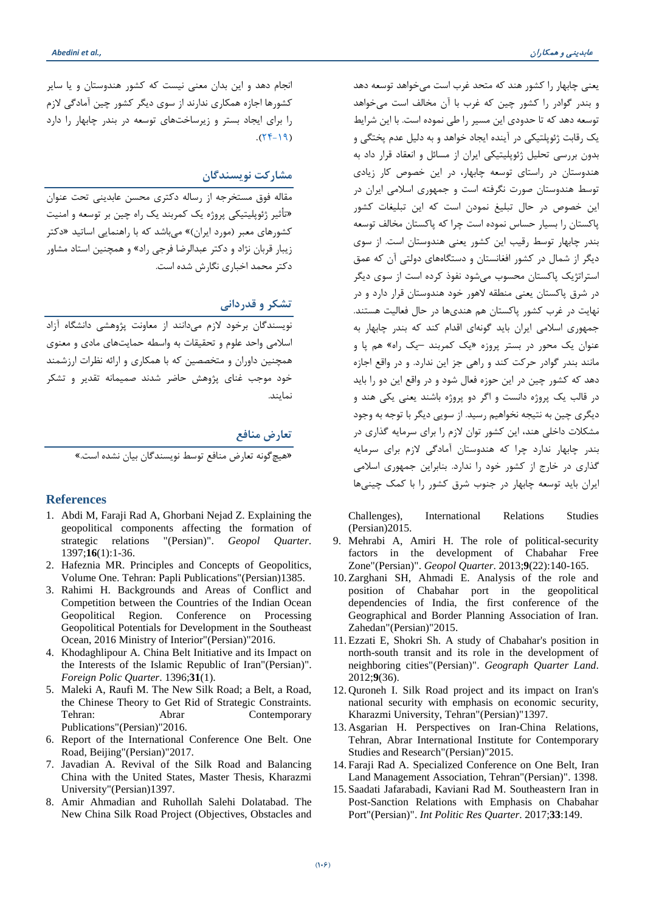یعنی چابهار را کشور هند که متحد غرب است می‌خواهد توسعه دهد و بندر گوادر را کشور چین که غرب با آن مخالف است می‌خواهد توسعه دهد که تا حدودی این مسیر را طی نموده است. با این شرایط یک رقابت ژئوپلیتیکی در آینده ایجاد خواهد و به دلیل عدم پختگی و بدون بررسی تحلیل ژئوپلیتیکی ایران از مسائل و انعقاد قرار داد به هندوستان در راستای توسعه چابهار، در این خصوص کار زیادی توسط هندوستان صورت نگرفته است و جمهوری اسلامی ایران در این خصوص در حال تبلیغ نمودن است که این تبلیغات کشور پاکستان را بسیار حساس نموده است چرا که پاکستان مخالف توسعه بندر چابهار توسط رقیب این کشور یعنی هندوستان است. از سوی دیگر از شمال در کشور افغانستان و دستگاه‌های دولتی آن که عمق استراتژیک پاکستان محسوب می‌شود نفوذ کرده است از سوی دیگر در شرق پاکستان یعنی منطقه لاهور خود هندوستان قرار دارد و در نهایت در غرب کشور پاکستان هم هندی‌ها در حال فعالیت هستند. جمهوری اسلامی ایران باید گونه‌ای اقدام کند که بندر چابهار به عنوان یک محور در بستر پروژه «یک کمربند –یک راه» هم پا و مانند بندر گوادر حرکت کند و راهی جز این ندارد. و در واقع اجازه دهد که کشور چین در این حوزه فعال شود و در واقع این دو را باید در قالب یک پروژه دانست و اگر دو پروژه باشند یعنی یکی هند و دیگری چین به نتیجه نخواهیم رسید. از سویی دیگر با توجه به وجود مشکلات داخلی هند، این کشور توان لازم را برای سرمایه گذاری در بندر چابهار ندارد چرا که هندوستان آمادگی لازم برای سرمایه گذاری در خارج از کشور خود را ندارد. بنابراین جمهوری اسلامی ایران باید توسعه چابهار در جنوب شرق کشور را با کمک چینی‌ها انجام دهد و این بدان معنی نیست که کشور هندوستان و یا سایر کشورها اجازه همکاری ندارند از سوی دیگر کشور چین آمادگی لازم را برای ایجاد بستر و زیرساخت‌های توسعه در بندر چابهار را دارد (۱۹-۲۴).

## مشارکت نویسندگان

مقاله فوق مستخرجه از رساله دکتری محسن عابدینی تحت عنوان «تأثیر ژئوپلیتیکی پروژه یک کمربند یک راه چین بر توسعه و امنیت کشورهای معبر (مورد ایران)» می‌باشد که با راهنمایی اساتید «دکتر زیبار قربان نژاد و دکتر عبدالرضا فرجی راد» و همچنین استاد مشاور دکتر محمد اخباری نگارش شده است.

## تشکر و قدردانی

نویسندگان برخود لازم می‌دانند از معاونت پژوهشی دانشگاه آزاد اسلامی واحد علوم و تحقیقات به واسطه حمایت‌های مادی و معنوی همچنین داوران و متخصصین که با همکاری و ارائه نظرات ارزشمند خود موجب غنای پژوهش حاضر شدند صمیمانه تقدیر و تشکر نمایند.

## تعارض منافع

«هیچ‌گونه تعارض منافع توسط نویسندگان بیان نشده است.»

## References

1. Abdi M, Faraji Rad A, Ghorbani Nejad Z. Explaining the geopolitical components affecting the formation of strategic relations "(Persian)". *Geopol Quarter*. 1397;**16**(1):1-36.
2. Hafeznia MR. Principles and Concepts of Geopolitics, Volume One. Tehran: Papli Publications"(Persian)1385.
3. Rahimi H. Backgrounds and Areas of Conflict and Competition between the Countries of the Indian Ocean Geopolitical Region. Conference on Processing Geopolitical Potentials for Development in the Southeast Ocean, 2016 Ministry of Interior"(Persian)"2016.
4. Khodaghlipour A. China Belt Initiative and its Impact on the Interests of the Islamic Republic of Iran"(Persian)". *Foreign Polic Quarter*. 1396;**31**(1).
5. Maleki A, Raufi M. The New Silk Road; a Belt, a Road, the Chinese Theory to Get Rid of Strategic Constraints. Tehran: Abrar Contemporary Publications"(Persian)"2016.
6. Report of the International Conference One Belt. One Road, Beijing"(Persian)"2017.
7. Javadian A. Revival of the Silk Road and Balancing China with the United States, Master Thesis, Kharazmi University"(Persian)1397.
8. Amir Ahmadian and Ruhollah Salehi Dolatabad. The New China Silk Road Project (Objectives, Obstacles and Challenges), International Relations Studies (Persian)2015.
9. Mehrabi A, Amiri H. The role of political-security factors in the development of Chabahar Free Zone"(Persian)". *Geopol Quarter*. 2013;**9**(22):140-165.
10. Zarghani SH, Ahmadi E. Analysis of the role and position of Chabahar port in the geopolitical dependencies of India, the first conference of the Geographical and Border Planning Association of Iran. Zahedan"(Persian)"2015.
11. Ezzati E, Shokri Sh. A study of Chabahar's position in north-south transit and its role in the development of neighboring cities"(Persian)". *Geograph Quarter Land*. 2012;**9**(36).
12. Quroneh I. Silk Road project and its impact on Iran's national security with emphasis on economic security, Kharazmi University, Tehran"(Persian)"1397.
13. Asgarian H. Perspectives on Iran-China Relations, Tehran, Abrar International Institute for Contemporary Studies and Research"(Persian)"2015.
14. Faraji Rad A. Specialized Conference on One Belt, Iran Land Management Association, Tehran"(Persian)". 1398.
15. Saadati Jafarabadi, Kaviani Rad M. Southeastern Iran in Post-Sanction Relations with Emphasis on Chabahar Port"(Persian)". *Int Politic Res Quarter*. 2017;**33**:149.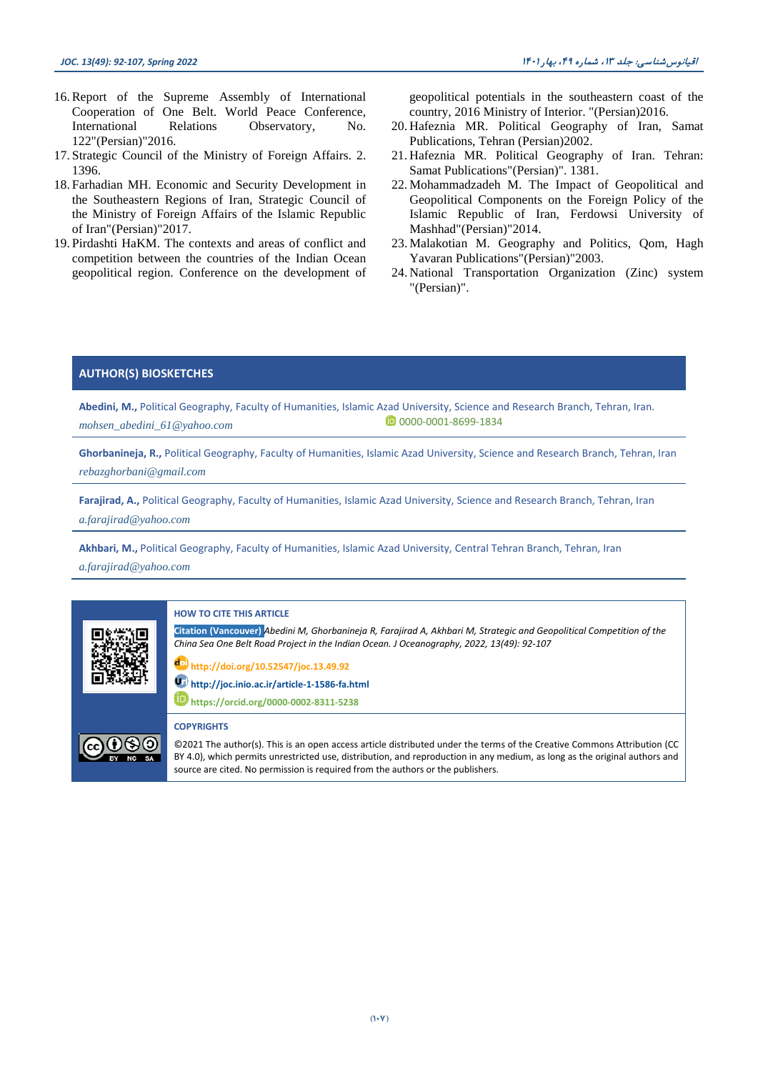16. Report of the Supreme Assembly of International Cooperation of One Belt. World Peace Conference, International Relations Observatory, No. 122"(Persian)"2016.
17. Strategic Council of the Ministry of Foreign Affairs. 2. 1396.
18. Farhadian MH. Economic and Security Development in the Southeastern Regions of Iran, Strategic Council of the Ministry of Foreign Affairs of the Islamic Republic of Iran"(Persian)"2017.
19. Pirdashti HaKM. The contexts and areas of conflict and competition between the countries of the Indian Ocean geopolitical region. Conference on the development of geopolitical potentials in the southeastern coast of the country, 2016 Ministry of Interior. "(Persian)2016.
20. Hafeznia MR. Political Geography of Iran, Samat Publications, Tehran (Persian)2002.
21. Hafeznia MR. Political Geography of Iran. Tehran: Samat Publications"(Persian)". 1381.
22. Mohammadzadeh M. The Impact of Geopolitical and Geopolitical Components on the Foreign Policy of the Islamic Republic of Iran, Ferdowsi University of Mashhad"(Persian)"2014.
23. Malakotian M. Geography and Politics, Qom, Hagh Yavaran Publications"(Persian)"2003.
24. National Transportation Organization (Zinc) system "(Persian)".

## AUTHOR(S) BIOSKETCHES

**Abedini, M.,** Political Geography, Faculty of Humanities, Islamic Azad University, Science and Research Branch, Tehran, Iran.
*mohsen_abedini_61@yahoo.com* 0000-0001-8699-1834

**Ghorbanineja, R.,** Political Geography, Faculty of Humanities, Islamic Azad University, Science and Research Branch, Tehran, Iran
*rebazghorbani@gmail.com*

**Farajirad, A.,** Political Geography, Faculty of Humanities, Islamic Azad University, Science and Research Branch, Tehran, Iran
*a.farajirad@yahoo.com*

**Akhbari, M.,** Political Geography, Faculty of Humanities, Islamic Azad University, Central Tehran Branch, Tehran, Iran
*a.farajirad@yahoo.com*

### HOW TO CITE THIS ARTICLE

Citation (Vancouver) *Abedini M, Ghorbanineja R, Farajirad A, Akhbari M, Strategic and Geopolitical Competition of the China Sea One Belt Road Project in the Indian Ocean. J Oceanography, 2022, 13(49): 92-107*

http://doi.org/10.52547/joc.13.49.92

http://joc.inio.ac.ir/article-1-1586-fa.html

https://orcid.org/0000-0002-8311-5238

### COPYRIGHTS

©2021 The author(s). This is an open access article distributed under the terms of the Creative Commons Attribution (CC BY 4.0), which permits unrestricted use, distribution, and reproduction in any medium, as long as the original authors and source are cited. No permission is required from the authors or the publishers.